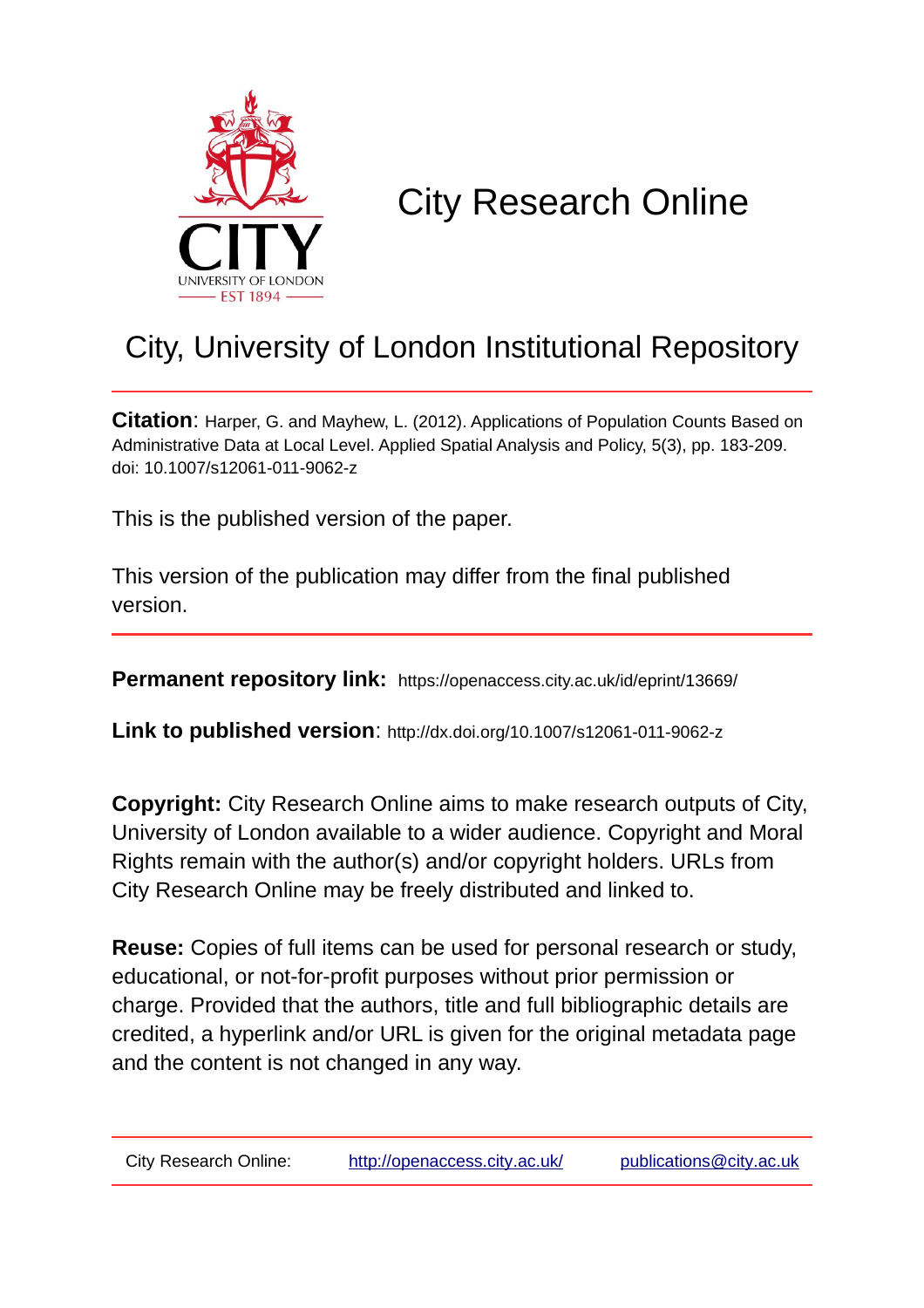# City Research Online

## City, University of London Institutional Repository

**Citation**: Harper, G. and Mayhew, L. (2012). Applications of Population Counts Based on Administrative Data at Local Level. Applied Spatial Analysis and Policy, 5(3), pp. 183-209. doi: 10.1007/s12061-011-9062-z

This is the published version of the paper.

This version of the publication may differ from the final published version.

**Permanent repository link:** https://openaccess.city.ac.uk/id/eprint/13669/

**Link to published version**: http://dx.doi.org/10.1007/s12061-011-9062-z

**Copyright:** City Research Online aims to make research outputs of City, University of London available to a wider audience. Copyright and Moral Rights remain with the author(s) and/or copyright holders. URLs from City Research Online may be freely distributed and linked to.

**Reuse:** Copies of full items can be used for personal research or study, educational, or not-for-profit purposes without prior permission or charge. Provided that the authors, title and full bibliographic details are credited, a hyperlink and/or URL is given for the original metadata page and the content is not changed in any way.

City Research Online: http://openaccess.city.ac.uk/ publications@city.ac.uk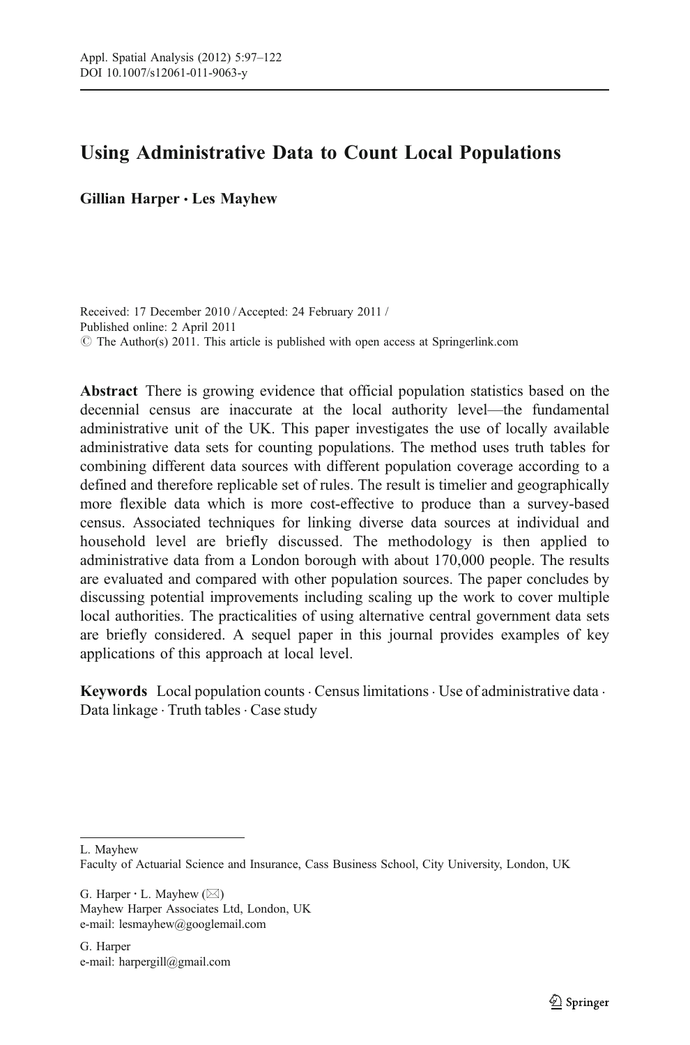# Using Administrative Data to Count Local Populations

**Gillian Harper · Les Mayhew**

Received: 17 December 2010 / Accepted: 24 February 2011 /
Published online: 2 April 2011
© The Author(s) 2011. This article is published with open access at Springerlink.com

**Abstract** There is growing evidence that official population statistics based on the decennial census are inaccurate at the local authority level—the fundamental administrative unit of the UK. This paper investigates the use of locally available administrative data sets for counting populations. The method uses truth tables for combining different data sources with different population coverage according to a defined and therefore replicable set of rules. The result is timelier and geographically more flexible data which is more cost-effective to produce than a survey-based census. Associated techniques for linking diverse data sources at individual and household level are briefly discussed. The methodology is then applied to administrative data from a London borough with about 170,000 people. The results are evaluated and compared with other population sources. The paper concludes by discussing potential improvements including scaling up the work to cover multiple local authorities. The practicalities of using alternative central government data sets are briefly considered. A sequel paper in this journal provides examples of key applications of this approach at local level.

**Keywords** Local population counts · Census limitations · Use of administrative data · Data linkage · Truth tables · Case study

---

L. Mayhew
Faculty of Actuarial Science and Insurance, Cass Business School, City University, London, UK

G. Harper · L. Mayhew (✉)
Mayhew Harper Associates Ltd, London, UK
e-mail: lesmayhew@googlemail.com

G. Harper
e-mail: harpergill@gmail.com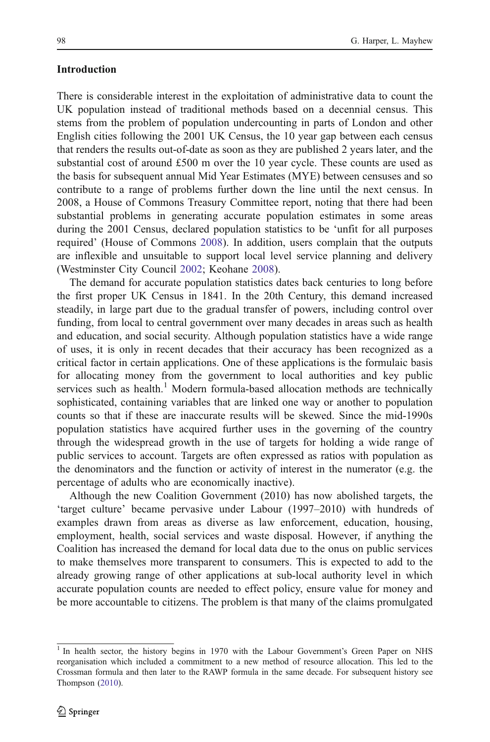## Introduction

There is considerable interest in the exploitation of administrative data to count the UK population instead of traditional methods based on a decennial census. This stems from the problem of population undercounting in parts of London and other English cities following the 2001 UK Census, the 10 year gap between each census that renders the results out-of-date as soon as they are published 2 years later, and the substantial cost of around £500 m over the 10 year cycle. These counts are used as the basis for subsequent annual Mid Year Estimates (MYE) between censuses and so contribute to a range of problems further down the line until the next census. In 2008, a House of Commons Treasury Committee report, noting that there had been substantial problems in generating accurate population estimates in some areas during the 2001 Census, declared population statistics to be 'unfit for all purposes required' (House of Commons 2008). In addition, users complain that the outputs are inflexible and unsuitable to support local level service planning and delivery (Westminster City Council 2002; Keohane 2008).

The demand for accurate population statistics dates back centuries to long before the first proper UK Census in 1841. In the 20th Century, this demand increased steadily, in large part due to the gradual transfer of powers, including control over funding, from local to central government over many decades in areas such as health and education, and social security. Although population statistics have a wide range of uses, it is only in recent decades that their accuracy has been recognized as a critical factor in certain applications. One of these applications is the formulaic basis for allocating money from the government to local authorities and key public services such as health.[1] Modern formula-based allocation methods are technically sophisticated, containing variables that are linked one way or another to population counts so that if these are inaccurate results will be skewed. Since the mid-1990s population statistics have acquired further uses in the governing of the country through the widespread growth in the use of targets for holding a wide range of public services to account. Targets are often expressed as ratios with population as the denominators and the function or activity of interest in the numerator (e.g. the percentage of adults who are economically inactive).

Although the new Coalition Government (2010) has now abolished targets, the 'target culture' became pervasive under Labour (1997–2010) with hundreds of examples drawn from areas as diverse as law enforcement, education, housing, employment, health, social services and waste disposal. However, if anything the Coalition has increased the demand for local data due to the onus on public services to make themselves more transparent to consumers. This is expected to add to the already growing range of other applications at sub-local authority level in which accurate population counts are needed to effect policy, ensure value for money and be more accountable to citizens. The problem is that many of the claims promulgated

---

[1] In health sector, the history begins in 1970 with the Labour Government's Green Paper on NHS reorganisation which included a commitment to a new method of resource allocation. This led to the Crossman formula and then later to the RAWP formula in the same decade. For subsequent history see Thompson (2010).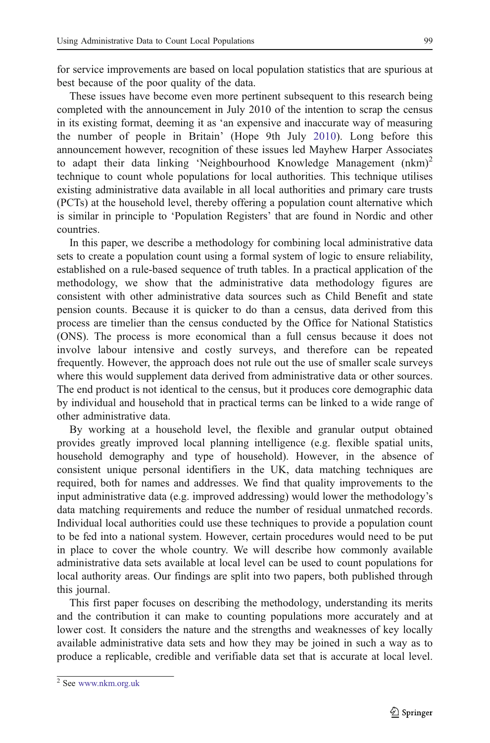for service improvements are based on local population statistics that are spurious at best because of the poor quality of the data.

These issues have become even more pertinent subsequent to this research being completed with the announcement in July 2010 of the intention to scrap the census in its existing format, deeming it as 'an expensive and inaccurate way of measuring the number of people in Britain' (Hope 9th July 2010). Long before this announcement however, recognition of these issues led Mayhew Harper Associates to adapt their data linking 'Neighbourhood Knowledge Management (nkm)[2] technique to count whole populations for local authorities. This technique utilises existing administrative data available in all local authorities and primary care trusts (PCTs) at the household level, thereby offering a population count alternative which is similar in principle to 'Population Registers' that are found in Nordic and other countries.

In this paper, we describe a methodology for combining local administrative data sets to create a population count using a formal system of logic to ensure reliability, established on a rule-based sequence of truth tables. In a practical application of the methodology, we show that the administrative data methodology figures are consistent with other administrative data sources such as Child Benefit and state pension counts. Because it is quicker to do than a census, data derived from this process are timelier than the census conducted by the Office for National Statistics (ONS). The process is more economical than a full census because it does not involve labour intensive and costly surveys, and therefore can be repeated frequently. However, the approach does not rule out the use of smaller scale surveys where this would supplement data derived from administrative data or other sources. The end product is not identical to the census, but it produces core demographic data by individual and household that in practical terms can be linked to a wide range of other administrative data.

By working at a household level, the flexible and granular output obtained provides greatly improved local planning intelligence (e.g. flexible spatial units, household demography and type of household). However, in the absence of consistent unique personal identifiers in the UK, data matching techniques are required, both for names and addresses. We find that quality improvements to the input administrative data (e.g. improved addressing) would lower the methodology's data matching requirements and reduce the number of residual unmatched records. Individual local authorities could use these techniques to provide a population count to be fed into a national system. However, certain procedures would need to be put in place to cover the whole country. We will describe how commonly available administrative data sets available at local level can be used to count populations for local authority areas. Our findings are split into two papers, both published through this journal.

This first paper focuses on describing the methodology, understanding its merits and the contribution it can make to counting populations more accurately and at lower cost. It considers the nature and the strengths and weaknesses of key locally available administrative data sets and how they may be joined in such a way as to produce a replicable, credible and verifiable data set that is accurate at local level.

[2] See www.nkm.org.uk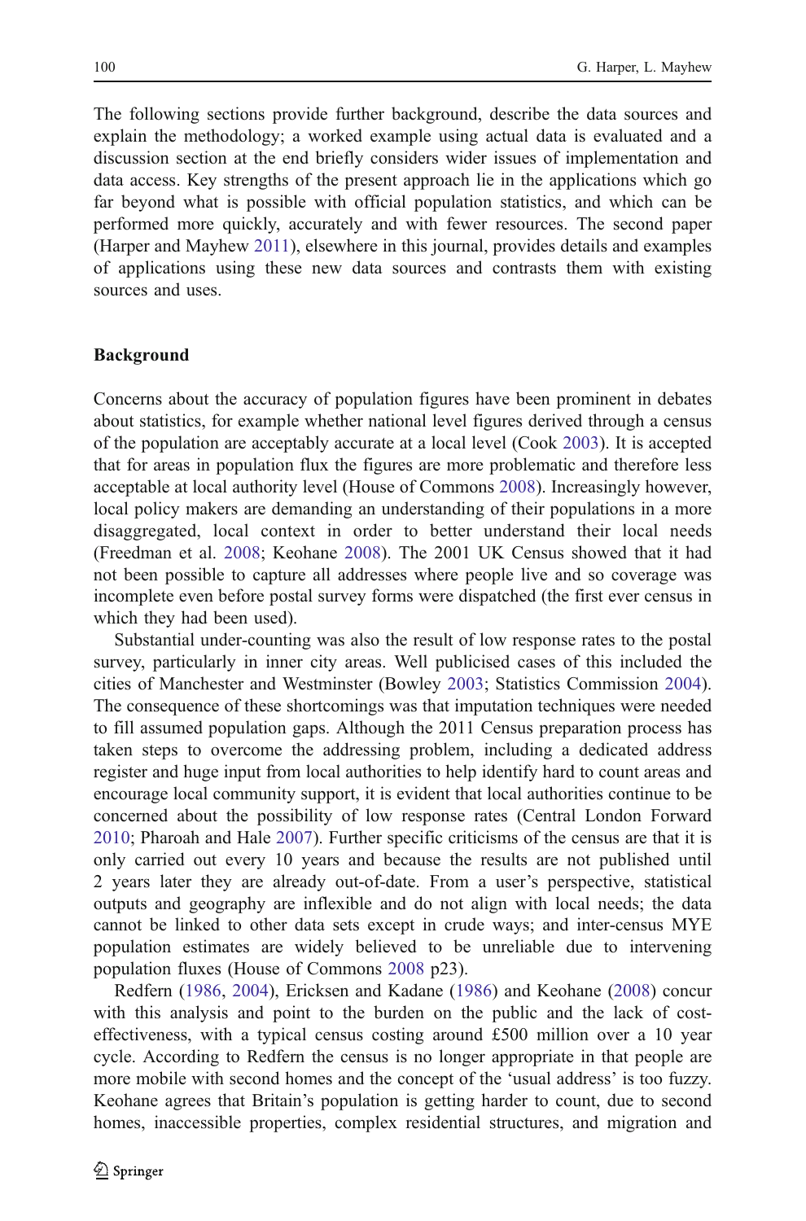The following sections provide further background, describe the data sources and explain the methodology; a worked example using actual data is evaluated and a discussion section at the end briefly considers wider issues of implementation and data access. Key strengths of the present approach lie in the applications which go far beyond what is possible with official population statistics, and which can be performed more quickly, accurately and with fewer resources. The second paper (Harper and Mayhew 2011), elsewhere in this journal, provides details and examples of applications using these new data sources and contrasts them with existing sources and uses.

## Background

Concerns about the accuracy of population figures have been prominent in debates about statistics, for example whether national level figures derived through a census of the population are acceptably accurate at a local level (Cook 2003). It is accepted that for areas in population flux the figures are more problematic and therefore less acceptable at local authority level (House of Commons 2008). Increasingly however, local policy makers are demanding an understanding of their populations in a more disaggregated, local context in order to better understand their local needs (Freedman et al. 2008; Keohane 2008). The 2001 UK Census showed that it had not been possible to capture all addresses where people live and so coverage was incomplete even before postal survey forms were dispatched (the first ever census in which they had been used).

Substantial under-counting was also the result of low response rates to the postal survey, particularly in inner city areas. Well publicised cases of this included the cities of Manchester and Westminster (Bowley 2003; Statistics Commission 2004). The consequence of these shortcomings was that imputation techniques were needed to fill assumed population gaps. Although the 2011 Census preparation process has taken steps to overcome the addressing problem, including a dedicated address register and huge input from local authorities to help identify hard to count areas and encourage local community support, it is evident that local authorities continue to be concerned about the possibility of low response rates (Central London Forward 2010; Pharoah and Hale 2007). Further specific criticisms of the census are that it is only carried out every 10 years and because the results are not published until 2 years later they are already out-of-date. From a user's perspective, statistical outputs and geography are inflexible and do not align with local needs; the data cannot be linked to other data sets except in crude ways; and inter-census MYE population estimates are widely believed to be unreliable due to intervening population fluxes (House of Commons 2008 p23).

Redfern (1986, 2004), Ericksen and Kadane (1986) and Keohane (2008) concur with this analysis and point to the burden on the public and the lack of cost-effectiveness, with a typical census costing around £500 million over a 10 year cycle. According to Redfern the census is no longer appropriate in that people are more mobile with second homes and the concept of the 'usual address' is too fuzzy. Keohane agrees that Britain's population is getting harder to count, due to second homes, inaccessible properties, complex residential structures, and migration and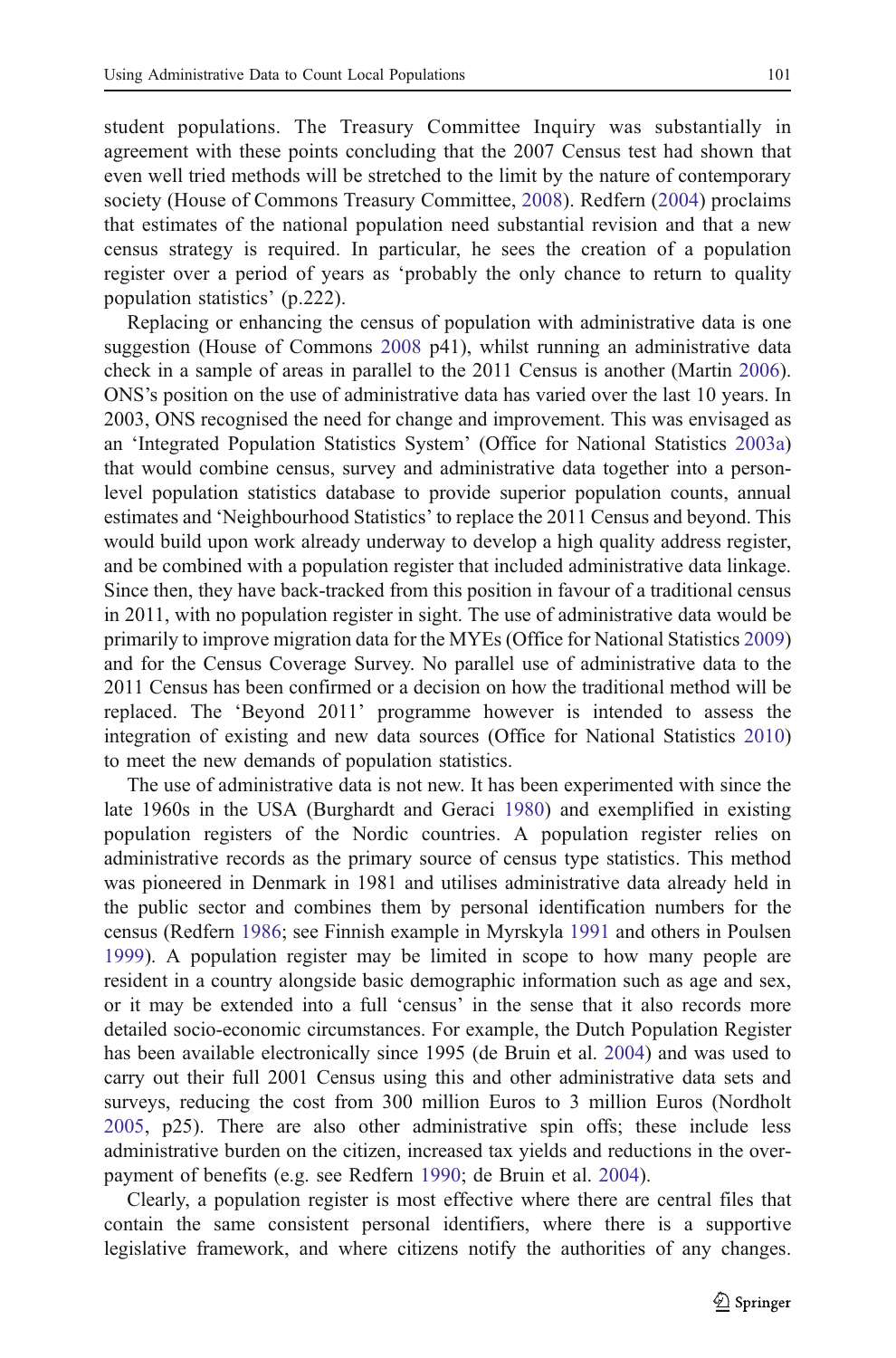student populations. The Treasury Committee Inquiry was substantially in agreement with these points concluding that the 2007 Census test had shown that even well tried methods will be stretched to the limit by the nature of contemporary society (House of Commons Treasury Committee, 2008). Redfern (2004) proclaims that estimates of the national population need substantial revision and that a new census strategy is required. In particular, he sees the creation of a population register over a period of years as 'probably the only chance to return to quality population statistics' (p.222).

Replacing or enhancing the census of population with administrative data is one suggestion (House of Commons 2008 p41), whilst running an administrative data check in a sample of areas in parallel to the 2011 Census is another (Martin 2006). ONS's position on the use of administrative data has varied over the last 10 years. In 2003, ONS recognised the need for change and improvement. This was envisaged as an 'Integrated Population Statistics System' (Office for National Statistics 2003a) that would combine census, survey and administrative data together into a person-level population statistics database to provide superior population counts, annual estimates and 'Neighbourhood Statistics' to replace the 2011 Census and beyond. This would build upon work already underway to develop a high quality address register, and be combined with a population register that included administrative data linkage. Since then, they have back-tracked from this position in favour of a traditional census in 2011, with no population register in sight. The use of administrative data would be primarily to improve migration data for the MYEs (Office for National Statistics 2009) and for the Census Coverage Survey. No parallel use of administrative data to the 2011 Census has been confirmed or a decision on how the traditional method will be replaced. The 'Beyond 2011' programme however is intended to assess the integration of existing and new data sources (Office for National Statistics 2010) to meet the new demands of population statistics.

The use of administrative data is not new. It has been experimented with since the late 1960s in the USA (Burghardt and Geraci 1980) and exemplified in existing population registers of the Nordic countries. A population register relies on administrative records as the primary source of census type statistics. This method was pioneered in Denmark in 1981 and utilises administrative data already held in the public sector and combines them by personal identification numbers for the census (Redfern 1986; see Finnish example in Myrskyla 1991 and others in Poulsen 1999). A population register may be limited in scope to how many people are resident in a country alongside basic demographic information such as age and sex, or it may be extended into a full 'census' in the sense that it also records more detailed socio-economic circumstances. For example, the Dutch Population Register has been available electronically since 1995 (de Bruin et al. 2004) and was used to carry out their full 2001 Census using this and other administrative data sets and surveys, reducing the cost from 300 million Euros to 3 million Euros (Nordholt 2005, p25). There are also other administrative spin offs; these include less administrative burden on the citizen, increased tax yields and reductions in the over-payment of benefits (e.g. see Redfern 1990; de Bruin et al. 2004).

Clearly, a population register is most effective where there are central files that contain the same consistent personal identifiers, where there is a supportive legislative framework, and where citizens notify the authorities of any changes.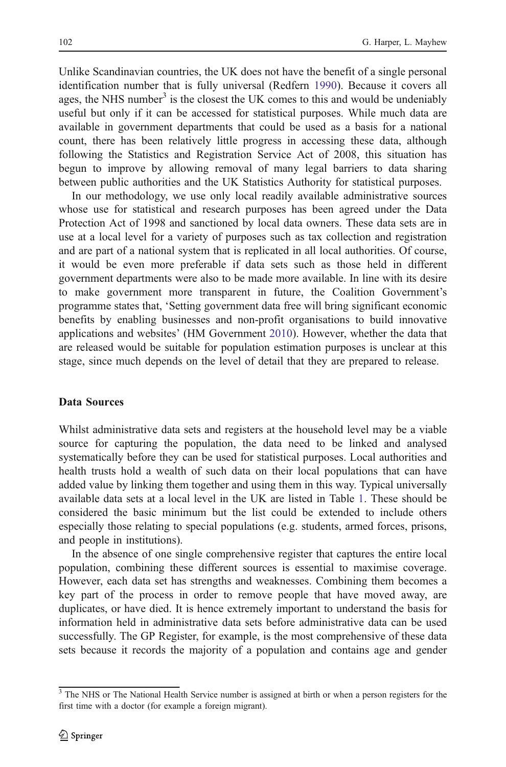Unlike Scandinavian countries, the UK does not have the benefit of a single personal identification number that is fully universal (Redfern 1990). Because it covers all ages, the NHS number[3] is the closest the UK comes to this and would be undeniably useful but only if it can be accessed for statistical purposes. While much data are available in government departments that could be used as a basis for a national count, there has been relatively little progress in accessing these data, although following the Statistics and Registration Service Act of 2008, this situation has begun to improve by allowing removal of many legal barriers to data sharing between public authorities and the UK Statistics Authority for statistical purposes.

In our methodology, we use only local readily available administrative sources whose use for statistical and research purposes has been agreed under the Data Protection Act of 1998 and sanctioned by local data owners. These data sets are in use at a local level for a variety of purposes such as tax collection and registration and are part of a national system that is replicated in all local authorities. Of course, it would be even more preferable if data sets such as those held in different government departments were also to be made more available. In line with its desire to make government more transparent in future, the Coalition Government's programme states that, 'Setting government data free will bring significant economic benefits by enabling businesses and non-profit organisations to build innovative applications and websites' (HM Government 2010). However, whether the data that are released would be suitable for population estimation purposes is unclear at this stage, since much depends on the level of detail that they are prepared to release.

## Data Sources

Whilst administrative data sets and registers at the household level may be a viable source for capturing the population, the data need to be linked and analysed systematically before they can be used for statistical purposes. Local authorities and health trusts hold a wealth of such data on their local populations that can have added value by linking them together and using them in this way. Typical universally available data sets at a local level in the UK are listed in Table 1. These should be considered the basic minimum but the list could be extended to include others especially those relating to special populations (e.g. students, armed forces, prisons, and people in institutions).

In the absence of one single comprehensive register that captures the entire local population, combining these different sources is essential to maximise coverage. However, each data set has strengths and weaknesses. Combining them becomes a key part of the process in order to remove people that have moved away, are duplicates, or have died. It is hence extremely important to understand the basis for information held in administrative data sets before administrative data can be used successfully. The GP Register, for example, is the most comprehensive of these data sets because it records the majority of a population and contains age and gender

[3] The NHS or The National Health Service number is assigned at birth or when a person registers for the first time with a doctor (for example a foreign migrant).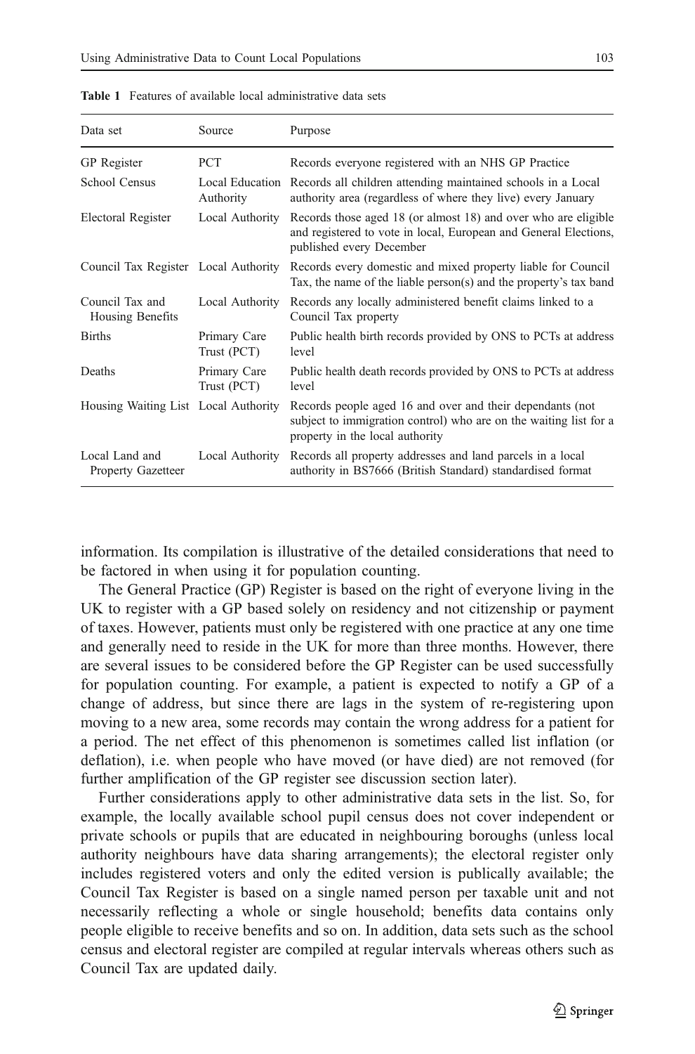**Table 1** Features of available local administrative data sets

| Data set | Source | Purpose |
|---|---|---|
| GP Register | PCT | Records everyone registered with an NHS GP Practice |
| School Census | Local Education Authority | Records all children attending maintained schools in a Local authority area (regardless of where they live) every January |
| Electoral Register | Local Authority | Records those aged 18 (or almost 18) and over who are eligible and registered to vote in local, European and General Elections, published every December |
| Council Tax Register | Local Authority | Records every domestic and mixed property liable for Council Tax, the name of the liable person(s) and the property's tax band |
| Council Tax and Housing Benefits | Local Authority | Records any locally administered benefit claims linked to a Council Tax property |
| Births | Primary Care Trust (PCT) | Public health birth records provided by ONS to PCTs at address level |
| Deaths | Primary Care Trust (PCT) | Public health death records provided by ONS to PCTs at address level |
| Housing Waiting List | Local Authority | Records people aged 16 and over and their dependants (not subject to immigration control) who are on the waiting list for a property in the local authority |
| Local Land and Property Gazetteer | Local Authority | Records all property addresses and land parcels in a local authority in BS7666 (British Standard) standardised format |

information. Its compilation is illustrative of the detailed considerations that need to be factored in when using it for population counting.

The General Practice (GP) Register is based on the right of everyone living in the UK to register with a GP based solely on residency and not citizenship or payment of taxes. However, patients must only be registered with one practice at any one time and generally need to reside in the UK for more than three months. However, there are several issues to be considered before the GP Register can be used successfully for population counting. For example, a patient is expected to notify a GP of a change of address, but since there are lags in the system of re-registering upon moving to a new area, some records may contain the wrong address for a patient for a period. The net effect of this phenomenon is sometimes called list inflation (or deflation), i.e. when people who have moved (or have died) are not removed (for further amplification of the GP register see discussion section later).

Further considerations apply to other administrative data sets in the list. So, for example, the locally available school pupil census does not cover independent or private schools or pupils that are educated in neighbouring boroughs (unless local authority neighbours have data sharing arrangements); the electoral register only includes registered voters and only the edited version is publically available; the Council Tax Register is based on a single named person per taxable unit and not necessarily reflecting a whole or single household; benefits data contains only people eligible to receive benefits and so on. In addition, data sets such as the school census and electoral register are compiled at regular intervals whereas others such as Council Tax are updated daily.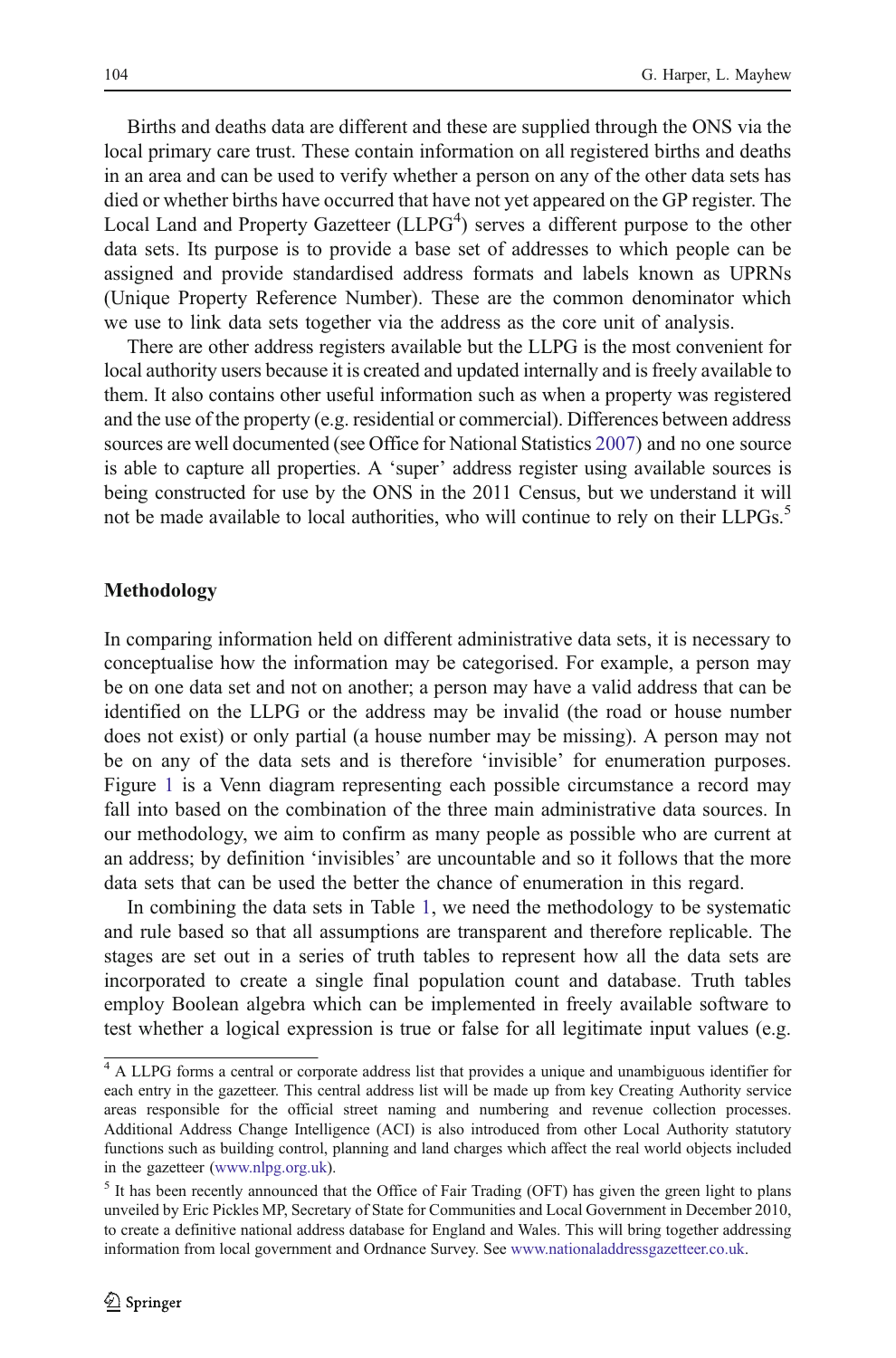Births and deaths data are different and these are supplied through the ONS via the local primary care trust. These contain information on all registered births and deaths in an area and can be used to verify whether a person on any of the other data sets has died or whether births have occurred that have not yet appeared on the GP register. The Local Land and Property Gazetteer (LLPG[4]) serves a different purpose to the other data sets. Its purpose is to provide a base set of addresses to which people can be assigned and provide standardised address formats and labels known as UPRNs (Unique Property Reference Number). These are the common denominator which we use to link data sets together via the address as the core unit of analysis.

There are other address registers available but the LLPG is the most convenient for local authority users because it is created and updated internally and is freely available to them. It also contains other useful information such as when a property was registered and the use of the property (e.g. residential or commercial). Differences between address sources are well documented (see Office for National Statistics 2007) and no one source is able to capture all properties. A 'super' address register using available sources is being constructed for use by the ONS in the 2011 Census, but we understand it will not be made available to local authorities, who will continue to rely on their LLPGs.[5]

## Methodology

In comparing information held on different administrative data sets, it is necessary to conceptualise how the information may be categorised. For example, a person may be on one data set and not on another; a person may have a valid address that can be identified on the LLPG or the address may be invalid (the road or house number does not exist) or only partial (a house number may be missing). A person may not be on any of the data sets and is therefore 'invisible' for enumeration purposes. Figure 1 is a Venn diagram representing each possible circumstance a record may fall into based on the combination of the three main administrative data sources. In our methodology, we aim to confirm as many people as possible who are current at an address; by definition 'invisibles' are uncountable and so it follows that the more data sets that can be used the better the chance of enumeration in this regard.

In combining the data sets in Table 1, we need the methodology to be systematic and rule based so that all assumptions are transparent and therefore replicable. The stages are set out in a series of truth tables to represent how all the data sets are incorporated to create a single final population count and database. Truth tables employ Boolean algebra which can be implemented in freely available software to test whether a logical expression is true or false for all legitimate input values (e.g.

---

[4] A LLPG forms a central or corporate address list that provides a unique and unambiguous identifier for each entry in the gazetteer. This central address list will be made up from key Creating Authority service areas responsible for the official street naming and numbering and revenue collection processes. Additional Address Change Intelligence (ACI) is also introduced from other Local Authority statutory functions such as building control, planning and land charges which affect the real world objects included in the gazetteer (www.nlpg.org.uk).

[5] It has been recently announced that the Office of Fair Trading (OFT) has given the green light to plans unveiled by Eric Pickles MP, Secretary of State for Communities and Local Government in December 2010, to create a definitive national address database for England and Wales. This will bring together addressing information from local government and Ordnance Survey. See www.nationaladdressgazetteer.co.uk.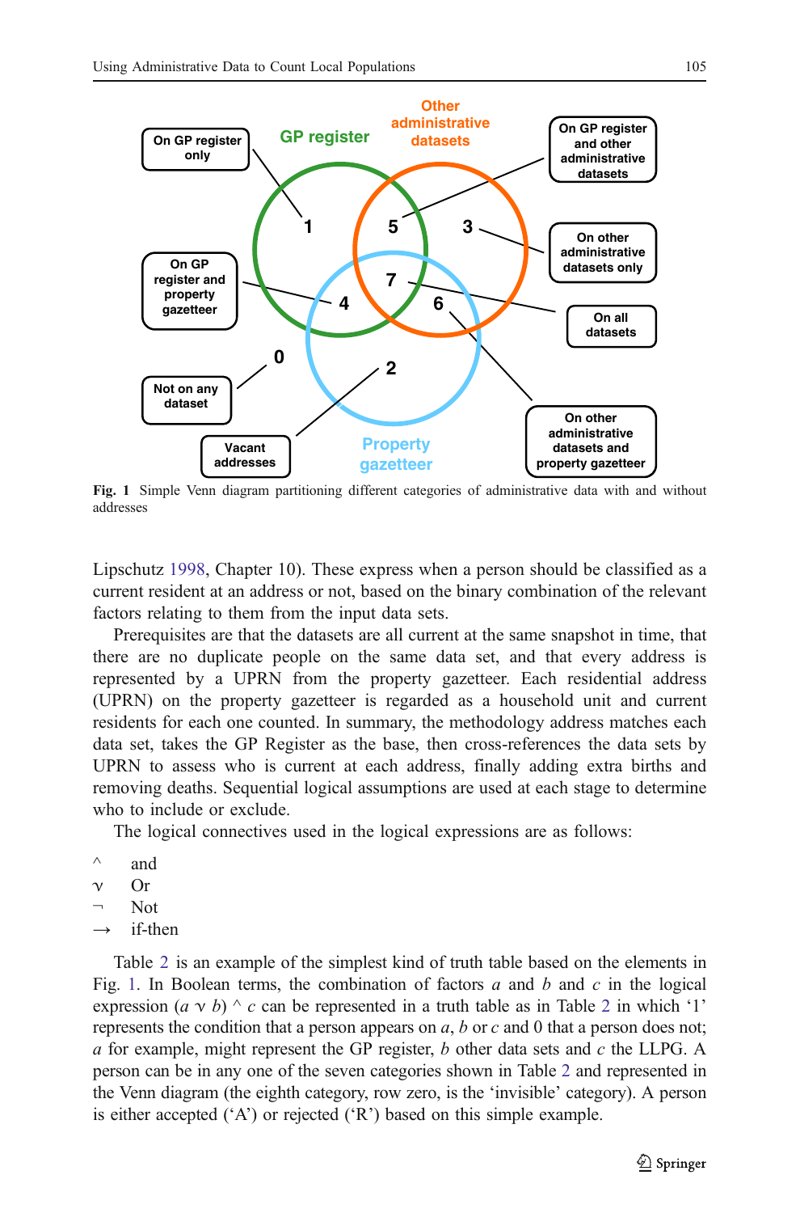**Fig. 1** Simple Venn diagram partitioning different categories of administrative data with and without addresses

Lipschutz 1998, Chapter 10). These express when a person should be classified as a current resident at an address or not, based on the binary combination of the relevant factors relating to them from the input data sets.

Prerequisites are that the datasets are all current at the same snapshot in time, that there are no duplicate people on the same data set, and that every address is represented by a UPRN from the property gazetteer. Each residential address (UPRN) on the property gazetteer is regarded as a household unit and current residents for each one counted. In summary, the methodology address matches each data set, takes the GP Register as the base, then cross-references the data sets by UPRN to assess who is current at each address, finally adding extra births and removing deaths. Sequential logical assumptions are used at each stage to determine who to include or exclude.

The logical connectives used in the logical expressions are as follows:

- $\wedge$ and
- $\vee$ Or
- $\neg$ Not
- $\rightarrow$ if-then

Table 2 is an example of the simplest kind of truth table based on the elements in Fig. 1. In Boolean terms, the combination of factors $a$ and $b$ and $c$ in the logical expression $(a \vee b) \wedge c$ can be represented in a truth table as in Table 2 in which '1' represents the condition that a person appears on $a$, $b$ or $c$ and 0 that a person does not; $a$ for example, might represent the GP register, $b$ other data sets and $c$ the LLPG. A person can be in any one of the seven categories shown in Table 2 and represented in the Venn diagram (the eighth category, row zero, is the 'invisible' category). A person is either accepted ('A') or rejected ('R') based on this simple example.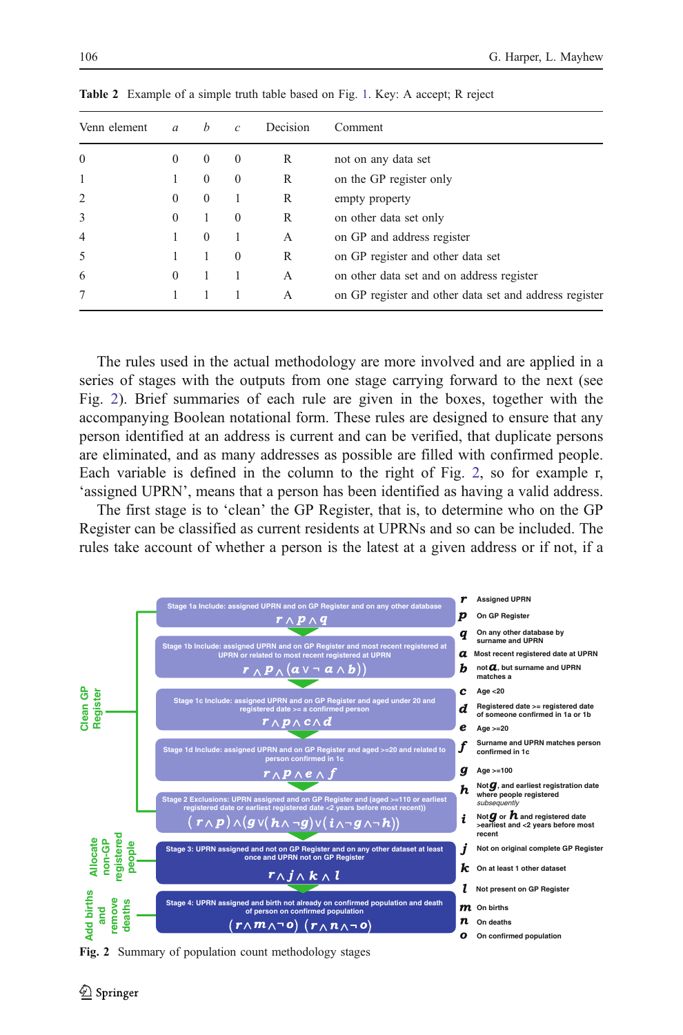**Table 2** Example of a simple truth table based on Fig. 1. Key: A accept; R reject

| Venn element | *a* | *b* | *c* | Decision | Comment |
|---|---|---|---|---|---|
| 0 | 0 | 0 | 0 | R | not on any data set |
| 1 | 1 | 0 | 0 | R | on the GP register only |
| 2 | 0 | 0 | 1 | R | empty property |
| 3 | 0 | 1 | 0 | R | on other data set only |
| 4 | 1 | 0 | 1 | A | on GP and address register |
| 5 | 1 | 1 | 0 | R | on GP register and other data set |
| 6 | 0 | 1 | 1 | A | on other data set and on address register |
| 7 | 1 | 1 | 1 | A | on GP register and other data set and address register |

The rules used in the actual methodology are more involved and are applied in a series of stages with the outputs from one stage carrying forward to the next (see Fig. 2). Brief summaries of each rule are given in the boxes, together with the accompanying Boolean notational form. These rules are designed to ensure that any person identified at an address is current and can be verified, that duplicate persons are eliminated, and as many addresses as possible are filled with confirmed people. Each variable is defined in the column to the right of Fig. 2, so for example r, 'assigned UPRN', means that a person has been identified as having a valid address.

The first stage is to 'clean' the GP Register, that is, to determine who on the GP Register can be classified as current residents at UPRNs and so can be included. The rules take account of whether a person is the latest at a given address or if not, if a

**Clean GP Register**

- Stage 1a Include: assigned UPRN and on GP Register and on any other database $r \wedge p \wedge q$
- Stage 1b Include: assigned UPRN and on GP Register and most recent registered at UPRN or related to most recent registered at UPRN $r \wedge p \wedge (a \vee \neg a \wedge b))$
- Stage 1c Include: assigned UPRN and on GP Register and aged under 20 and registered date >= a confirmed person $r \wedge p \wedge c \wedge d$
- Stage 1d Include: assigned UPRN and on GP Register and aged >=20 and related to person confirmed in 1c $r \wedge p \wedge e \wedge f$
- Stage 2 Exclusions: UPRN assigned and on GP Register and (aged >=110 or earliest registered date or earliest registered date <2 years before most recent)) $(r \wedge p) \wedge (g \vee (h \wedge \neg g) \vee (i \wedge \neg g \wedge \neg h))$

**Allocate non-GP registered people**

- Stage 3: UPRN assigned and not on GP Register and on any other dataset at least once and UPRN not on GP Register $r \wedge j \wedge k \wedge l$

**Add births and remove deaths**

- Stage 4: UPRN assigned and birth not already on confirmed population and death of person on confirmed population $(r \wedge m \wedge \neg o)$ $(r \wedge n \wedge \neg o)$

**Key:**

- $r$ Assigned UPRN
- $p$ On GP Register
- $q$ On any other database by surname and UPRN
- $a$ Most recent registered date at UPRN
- $b$ not $a$, but surname and UPRN matches a
- $c$ Age <20
- $d$ Registered date >= registered date of someone confirmed in 1a or 1b
- $e$ Age >=20
- $f$ Surname and UPRN matches person confirmed in 1c
- $g$ Age >=100
- $h$ Not $g$, and earliest registration date where people registered *subsequently*
- $i$ Not $g$ or $h$ and registered date >earliest and <2 years before most recent
- $j$ Not on original complete GP Register
- $k$ On at least 1 other dataset
- $l$ Not present on GP Register
- $m$ On births
- $n$ On deaths
- $o$ On confirmed population

**Fig. 2** Summary of population count methodology stages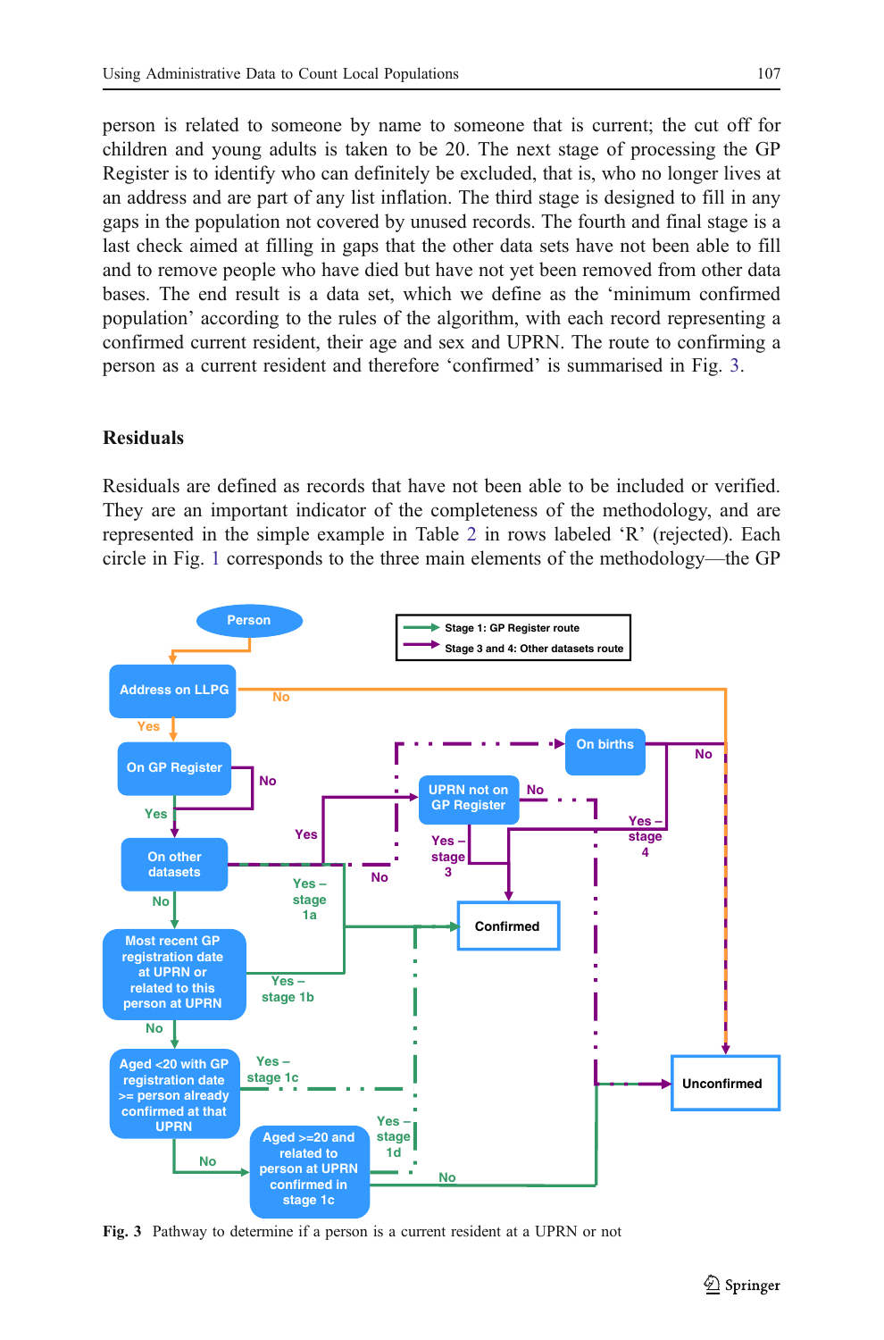person is related to someone by name to someone that is current; the cut off for children and young adults is taken to be 20. The next stage of processing the GP Register is to identify who can definitely be excluded, that is, who no longer lives at an address and are part of any list inflation. The third stage is designed to fill in any gaps in the population not covered by unused records. The fourth and final stage is a last check aimed at filling in gaps that the other data sets have not been able to fill and to remove people who have died but have not yet been removed from other data bases. The end result is a data set, which we define as the 'minimum confirmed population' according to the rules of the algorithm, with each record representing a confirmed current resident, their age and sex and UPRN. The route to confirming a person as a current resident and therefore 'confirmed' is summarised in Fig. 3.

## Residuals

Residuals are defined as records that have not been able to be included or verified. They are an important indicator of the completeness of the methodology, and are represented in the simple example in Table 2 in rows labeled 'R' (rejected). Each circle in Fig. 1 corresponds to the three main elements of the methodology—the GP

**Fig. 3** Pathway to determine if a person is a current resident at a UPRN or not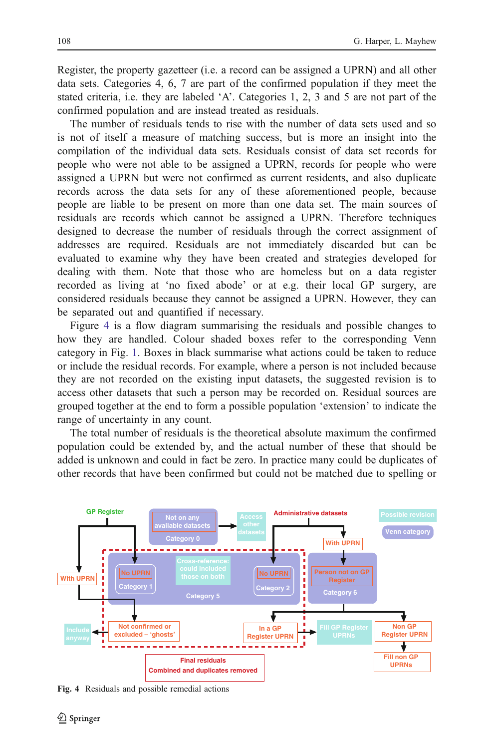Register, the property gazetteer (i.e. a record can be assigned a UPRN) and all other data sets. Categories 4, 6, 7 are part of the confirmed population if they meet the stated criteria, i.e. they are labeled 'A'. Categories 1, 2, 3 and 5 are not part of the confirmed population and are instead treated as residuals.

The number of residuals tends to rise with the number of data sets used and so is not of itself a measure of matching success, but is more an insight into the compilation of the individual data sets. Residuals consist of data set records for people who were not able to be assigned a UPRN, records for people who were assigned a UPRN but were not confirmed as current residents, and also duplicate records across the data sets for any of these aforementioned people, because people are liable to be present on more than one data set. The main sources of residuals are records which cannot be assigned a UPRN. Therefore techniques designed to decrease the number of residuals through the correct assignment of addresses are required. Residuals are not immediately discarded but can be evaluated to examine why they have been created and strategies developed for dealing with them. Note that those who are homeless but on a data register recorded as living at 'no fixed abode' or at e.g. their local GP surgery, are considered residuals because they cannot be assigned a UPRN. However, they can be separated out and quantified if necessary.

Figure 4 is a flow diagram summarising the residuals and possible changes to how they are handled. Colour shaded boxes refer to the corresponding Venn category in Fig. 1. Boxes in black summarise what actions could be taken to reduce or include the residual records. For example, where a person is not included because they are not recorded on the existing input datasets, the suggested revision is to access other datasets that such a person may be recorded on. Residual sources are grouped together at the end to form a possible population 'extension' to indicate the range of uncertainty in any count.

The total number of residuals is the theoretical absolute maximum the confirmed population could be extended by, and the actual number of these that should be added is unknown and could in fact be zero. In practice many could be duplicates of other records that have been confirmed but could not be matched due to spelling or

Fig. 4 Residuals and possible remedial actions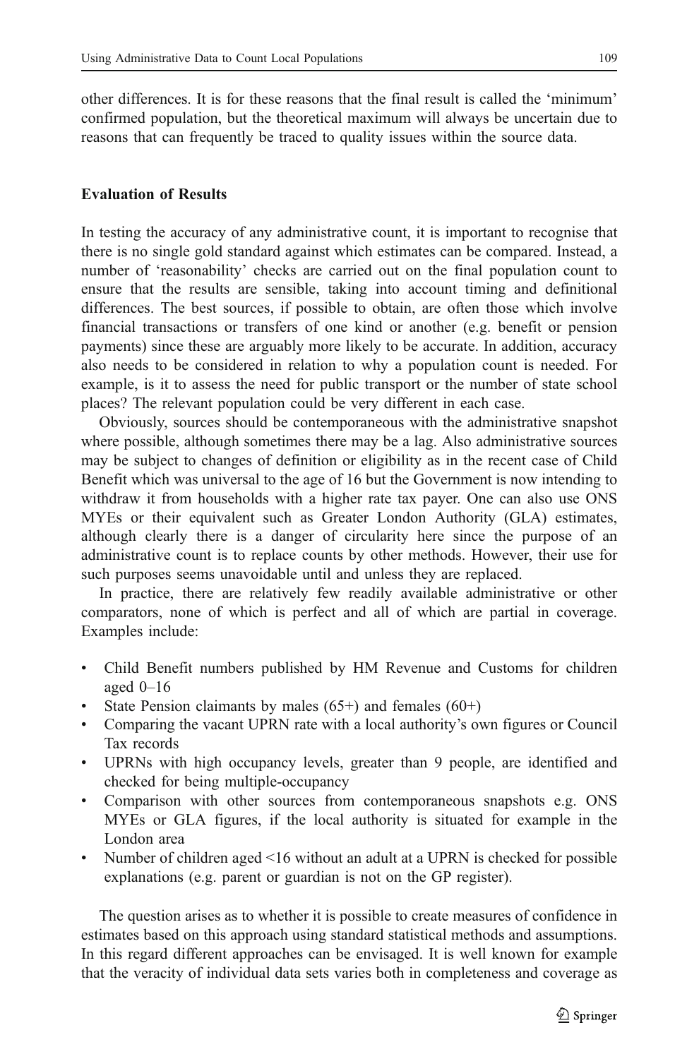other differences. It is for these reasons that the final result is called the 'minimum' confirmed population, but the theoretical maximum will always be uncertain due to reasons that can frequently be traced to quality issues within the source data.

**Evaluation of Results**

In testing the accuracy of any administrative count, it is important to recognise that there is no single gold standard against which estimates can be compared. Instead, a number of 'reasonability' checks are carried out on the final population count to ensure that the results are sensible, taking into account timing and definitional differences. The best sources, if possible to obtain, are often those which involve financial transactions or transfers of one kind or another (e.g. benefit or pension payments) since these are arguably more likely to be accurate. In addition, accuracy also needs to be considered in relation to why a population count is needed. For example, is it to assess the need for public transport or the number of state school places? The relevant population could be very different in each case.

Obviously, sources should be contemporaneous with the administrative snapshot where possible, although sometimes there may be a lag. Also administrative sources may be subject to changes of definition or eligibility as in the recent case of Child Benefit which was universal to the age of 16 but the Government is now intending to withdraw it from households with a higher rate tax payer. One can also use ONS MYEs or their equivalent such as Greater London Authority (GLA) estimates, although clearly there is a danger of circularity here since the purpose of an administrative count is to replace counts by other methods. However, their use for such purposes seems unavoidable until and unless they are replaced.

In practice, there are relatively few readily available administrative or other comparators, none of which is perfect and all of which are partial in coverage. Examples include:

- Child Benefit numbers published by HM Revenue and Customs for children aged 0–16
- State Pension claimants by males (65+) and females (60+)
- Comparing the vacant UPRN rate with a local authority's own figures or Council Tax records
- UPRNs with high occupancy levels, greater than 9 people, are identified and checked for being multiple-occupancy
- Comparison with other sources from contemporaneous snapshots e.g. ONS MYEs or GLA figures, if the local authority is situated for example in the London area
- Number of children aged <16 without an adult at a UPRN is checked for possible explanations (e.g. parent or guardian is not on the GP register).

The question arises as to whether it is possible to create measures of confidence in estimates based on this approach using standard statistical methods and assumptions. In this regard different approaches can be envisaged. It is well known for example that the veracity of individual data sets varies both in completeness and coverage as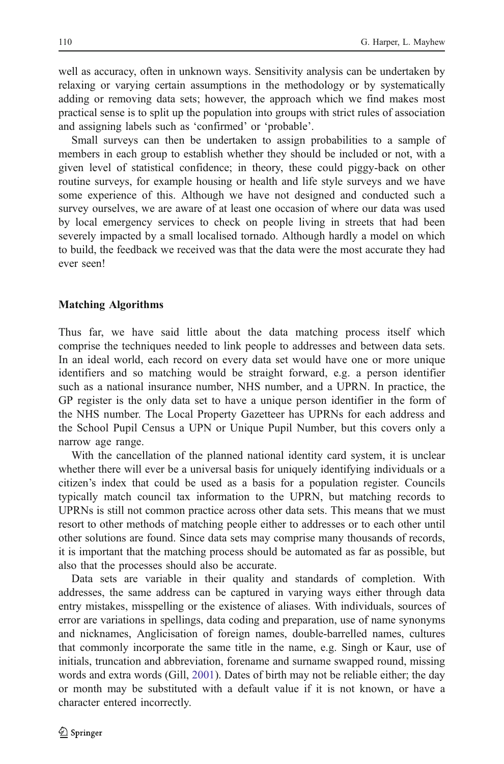well as accuracy, often in unknown ways. Sensitivity analysis can be undertaken by relaxing or varying certain assumptions in the methodology or by systematically adding or removing data sets; however, the approach which we find makes most practical sense is to split up the population into groups with strict rules of association and assigning labels such as 'confirmed' or 'probable'.

Small surveys can then be undertaken to assign probabilities to a sample of members in each group to establish whether they should be included or not, with a given level of statistical confidence; in theory, these could piggy-back on other routine surveys, for example housing or health and life style surveys and we have some experience of this. Although we have not designed and conducted such a survey ourselves, we are aware of at least one occasion of where our data was used by local emergency services to check on people living in streets that had been severely impacted by a small localised tornado. Although hardly a model on which to build, the feedback we received was that the data were the most accurate they had ever seen!

## Matching Algorithms

Thus far, we have said little about the data matching process itself which comprise the techniques needed to link people to addresses and between data sets. In an ideal world, each record on every data set would have one or more unique identifiers and so matching would be straight forward, e.g. a person identifier such as a national insurance number, NHS number, and a UPRN. In practice, the GP register is the only data set to have a unique person identifier in the form of the NHS number. The Local Property Gazetteer has UPRNs for each address and the School Pupil Census a UPN or Unique Pupil Number, but this covers only a narrow age range.

With the cancellation of the planned national identity card system, it is unclear whether there will ever be a universal basis for uniquely identifying individuals or a citizen's index that could be used as a basis for a population register. Councils typically match council tax information to the UPRN, but matching records to UPRNs is still not common practice across other data sets. This means that we must resort to other methods of matching people either to addresses or to each other until other solutions are found. Since data sets may comprise many thousands of records, it is important that the matching process should be automated as far as possible, but also that the processes should also be accurate.

Data sets are variable in their quality and standards of completion. With addresses, the same address can be captured in varying ways either through data entry mistakes, misspelling or the existence of aliases. With individuals, sources of error are variations in spellings, data coding and preparation, use of name synonyms and nicknames, Anglicisation of foreign names, double-barrelled names, cultures that commonly incorporate the same title in the name, e.g. Singh or Kaur, use of initials, truncation and abbreviation, forename and surname swapped round, missing words and extra words (Gill, 2001). Dates of birth may not be reliable either; the day or month may be substituted with a default value if it is not known, or have a character entered incorrectly.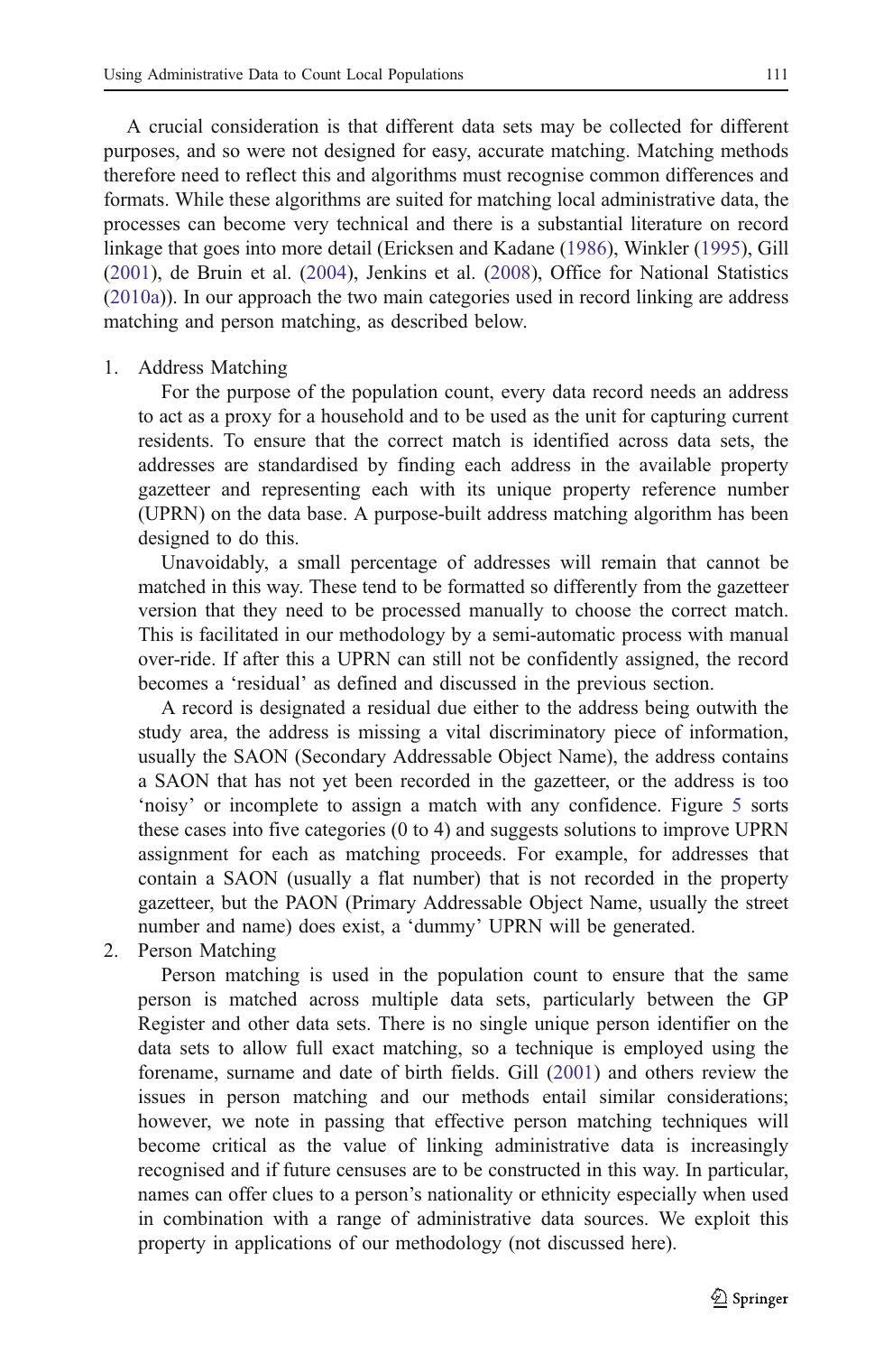A crucial consideration is that different data sets may be collected for different purposes, and so were not designed for easy, accurate matching. Matching methods therefore need to reflect this and algorithms must recognise common differences and formats. While these algorithms are suited for matching local administrative data, the processes can become very technical and there is a substantial literature on record linkage that goes into more detail (Ericksen and Kadane (1986), Winkler (1995), Gill (2001), de Bruin et al. (2004), Jenkins et al. (2008), Office for National Statistics (2010a)). In our approach the two main categories used in record linking are address matching and person matching, as described below.

1. Address Matching

   For the purpose of the population count, every data record needs an address to act as a proxy for a household and to be used as the unit for capturing current residents. To ensure that the correct match is identified across data sets, the addresses are standardised by finding each address in the available property gazetteer and representing each with its unique property reference number (UPRN) on the data base. A purpose-built address matching algorithm has been designed to do this.

   Unavoidably, a small percentage of addresses will remain that cannot be matched in this way. These tend to be formatted so differently from the gazetteer version that they need to be processed manually to choose the correct match. This is facilitated in our methodology by a semi-automatic process with manual over-ride. If after this a UPRN can still not be confidently assigned, the record becomes a 'residual' as defined and discussed in the previous section.

   A record is designated a residual due either to the address being outwith the study area, the address is missing a vital discriminatory piece of information, usually the SAON (Secondary Addressable Object Name), the address contains a SAON that has not yet been recorded in the gazetteer, or the address is too 'noisy' or incomplete to assign a match with any confidence. Figure 5 sorts these cases into five categories (0 to 4) and suggests solutions to improve UPRN assignment for each as matching proceeds. For example, for addresses that contain a SAON (usually a flat number) that is not recorded in the property gazetteer, but the PAON (Primary Addressable Object Name, usually the street number and name) does exist, a 'dummy' UPRN will be generated.

2. Person Matching

   Person matching is used in the population count to ensure that the same person is matched across multiple data sets, particularly between the GP Register and other data sets. There is no single unique person identifier on the data sets to allow full exact matching, so a technique is employed using the forename, surname and date of birth fields. Gill (2001) and others review the issues in person matching and our methods entail similar considerations; however, we note in passing that effective person matching techniques will become critical as the value of linking administrative data is increasingly recognised and if future censuses are to be constructed in this way. In particular, names can offer clues to a person's nationality or ethnicity especially when used in combination with a range of administrative data sources. We exploit this property in applications of our methodology (not discussed here).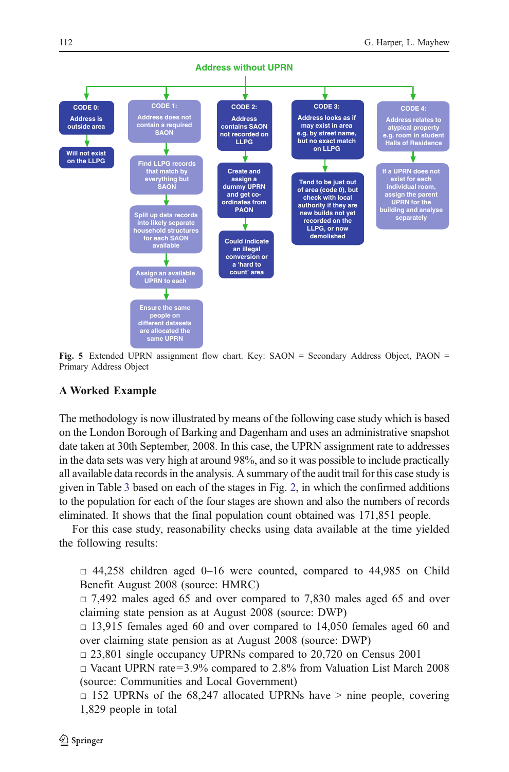Address without UPRN

- **CODE 0:** Address is outside area → Will not exist on the LLPG
- **CODE 1:** Address does not contain a required SAON → Find LLPG records that match by everything but SAON → Split up data records into likely separate household structures for each SAON available → Assign an available UPRN to each → Ensure the same people on different datasets are allocated the same UPRN
- **CODE 2:** Address contains SAON not recorded on LLPG → Create and assign a dummy UPRN and get co-ordinates from PAON → Could indicate an illegal conversion or a 'hard to count' area
- **CODE 3:** Address looks as if may exist in area e.g. by street name, but no exact match on LLPG → Tend to be just out of area (code 0), but check with local authority if they are new builds not yet recorded on the LLPG, or now demolished
- **CODE 4:** Address relates to atypical property e.g. room in student Halls of Residence → If a UPRN does not exist for each individual room, assign the parent UPRN for the building and analyse separately

**Fig. 5** Extended UPRN assignment flow chart. Key: SAON = Secondary Address Object, PAON = Primary Address Object

## A Worked Example

The methodology is now illustrated by means of the following case study which is based on the London Borough of Barking and Dagenham and uses an administrative snapshot date taken at 30th September, 2008. In this case, the UPRN assignment rate to addresses in the data sets was very high at around 98%, and so it was possible to include practically all available data records in the analysis. A summary of the audit trail for this case study is given in Table 3 based on each of the stages in Fig. 2, in which the confirmed additions to the population for each of the four stages are shown and also the numbers of records eliminated. It shows that the final population count obtained was 171,851 people.

For this case study, reasonability checks using data available at the time yielded the following results:

- 44,258 children aged 0–16 were counted, compared to 44,985 on Child Benefit August 2008 (source: HMRC)
- 7,492 males aged 65 and over compared to 7,830 males aged 65 and over claiming state pension as at August 2008 (source: DWP)
- 13,915 females aged 60 and over compared to 14,050 females aged 60 and over claiming state pension as at August 2008 (source: DWP)
- 23,801 single occupancy UPRNs compared to 20,720 on Census 2001
- Vacant UPRN rate=3.9% compared to 2.8% from Valuation List March 2008 (source: Communities and Local Government)
- 152 UPRNs of the 68,247 allocated UPRNs have > nine people, covering 1,829 people in total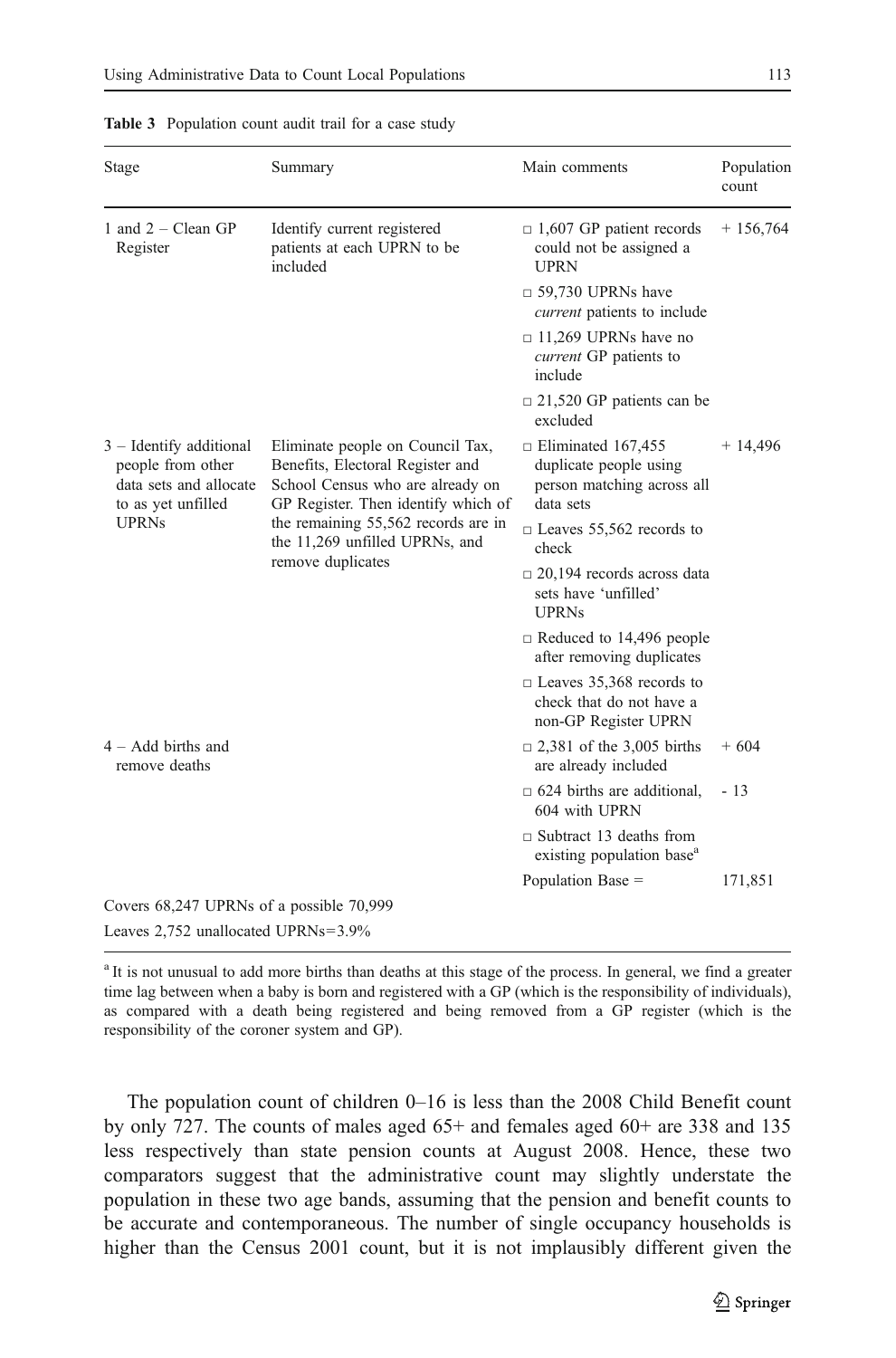Table 3 Population count audit trail for a case study

| Stage | Summary | Main comments | Population count |
|---|---|---|---|
| 1 and 2 – Clean GP Register | Identify current registered patients at each UPRN to be included | □ 1,607 GP patient records could not be assigned a UPRN | + 156,764 |
| | | □ 59,730 UPRNs have *current* patients to include | |
| | | □ 11,269 UPRNs have no *current* GP patients to include | |
| | | □ 21,520 GP patients can be excluded | |
| 3 – Identify additional people from other data sets and allocate to as yet unfilled UPRNs | Eliminate people on Council Tax, Benefits, Electoral Register and School Census who are already on GP Register. Then identify which of the remaining 55,562 records are in the 11,269 unfilled UPRNs, and remove duplicates | □ Eliminated 167,455 duplicate people using person matching across all data sets | + 14,496 |
| | | □ Leaves 55,562 records to check | |
| | | □ 20,194 records across data sets have 'unfilled' UPRNs | |
| | | □ Reduced to 14,496 people after removing duplicates | |
| | | □ Leaves 35,368 records to check that do not have a non-GP Register UPRN | |
| 4 – Add births and remove deaths | | □ 2,381 of the 3,005 births are already included | + 604 |
| | | □ 624 births are additional, 604 with UPRN | - 13 |
| | | □ Subtract 13 deaths from existing population base[a] | |
| | | Population Base = | 171,851 |

Covers 68,247 UPRNs of a possible 70,999

Leaves 2,752 unallocated UPRNs=3.9%

[a] It is not unusual to add more births than deaths at this stage of the process. In general, we find a greater time lag between when a baby is born and registered with a GP (which is the responsibility of individuals), as compared with a death being registered and being removed from a GP register (which is the responsibility of the coroner system and GP).

The population count of children 0–16 is less than the 2008 Child Benefit count by only 727. The counts of males aged 65+ and females aged 60+ are 338 and 135 less respectively than state pension counts at August 2008. Hence, these two comparators suggest that the administrative count may slightly understate the population in these two age bands, assuming that the pension and benefit counts to be accurate and contemporaneous. The number of single occupancy households is higher than the Census 2001 count, but it is not implausibly different given the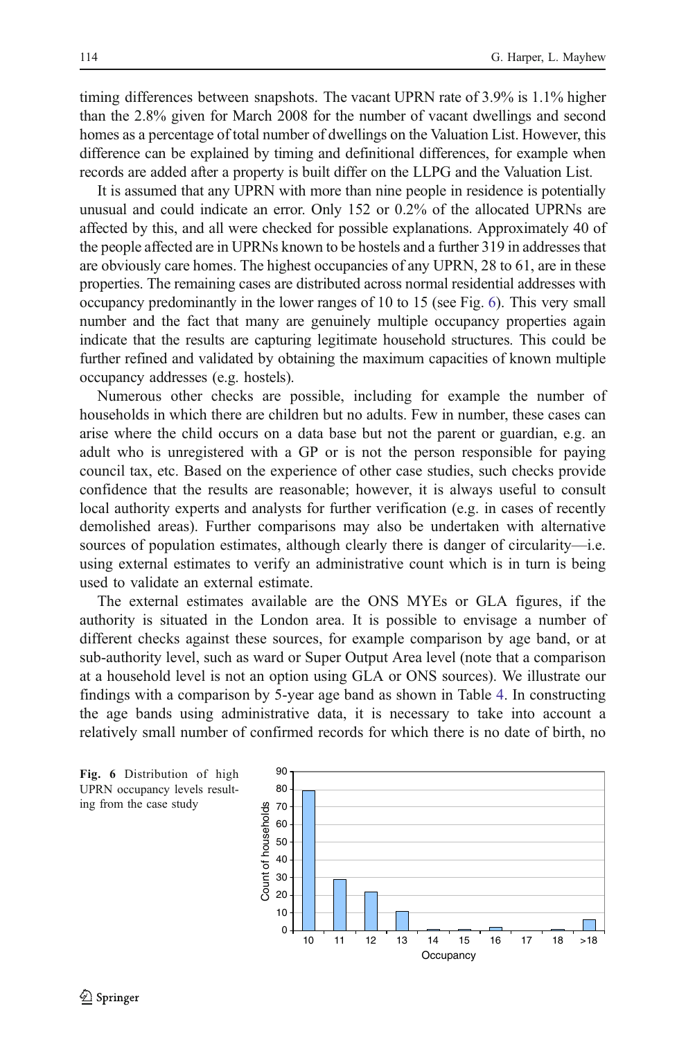timing differences between snapshots. The vacant UPRN rate of 3.9% is 1.1% higher than the 2.8% given for March 2008 for the number of vacant dwellings and second homes as a percentage of total number of dwellings on the Valuation List. However, this difference can be explained by timing and definitional differences, for example when records are added after a property is built differ on the LLPG and the Valuation List.

It is assumed that any UPRN with more than nine people in residence is potentially unusual and could indicate an error. Only 152 or 0.2% of the allocated UPRNs are affected by this, and all were checked for possible explanations. Approximately 40 of the people affected are in UPRNs known to be hostels and a further 319 in addresses that are obviously care homes. The highest occupancies of any UPRN, 28 to 61, are in these properties. The remaining cases are distributed across normal residential addresses with occupancy predominantly in the lower ranges of 10 to 15 (see Fig. 6). This very small number and the fact that many are genuinely multiple occupancy properties again indicate that the results are capturing legitimate household structures. This could be further refined and validated by obtaining the maximum capacities of known multiple occupancy addresses (e.g. hostels).

Numerous other checks are possible, including for example the number of households in which there are children but no adults. Few in number, these cases can arise where the child occurs on a data base but not the parent or guardian, e.g. an adult who is unregistered with a GP or is not the person responsible for paying council tax, etc. Based on the experience of other case studies, such checks provide confidence that the results are reasonable; however, it is always useful to consult local authority experts and analysts for further verification (e.g. in cases of recently demolished areas). Further comparisons may also be undertaken with alternative sources of population estimates, although clearly there is danger of circularity—i.e. using external estimates to verify an administrative count which is in turn is being used to validate an external estimate.

The external estimates available are the ONS MYEs or GLA figures, if the authority is situated in the London area. It is possible to envisage a number of different checks against these sources, for example comparison by age band, or at sub-authority level, such as ward or Super Output Area level (note that a comparison at a household level is not an option using GLA or ONS sources). We illustrate our findings with a comparison by 5-year age band as shown in Table 4. In constructing the age bands using administrative data, it is necessary to take into account a relatively small number of confirmed records for which there is no date of birth, no

**Fig. 6** Distribution of high UPRN occupancy levels resulting from the case study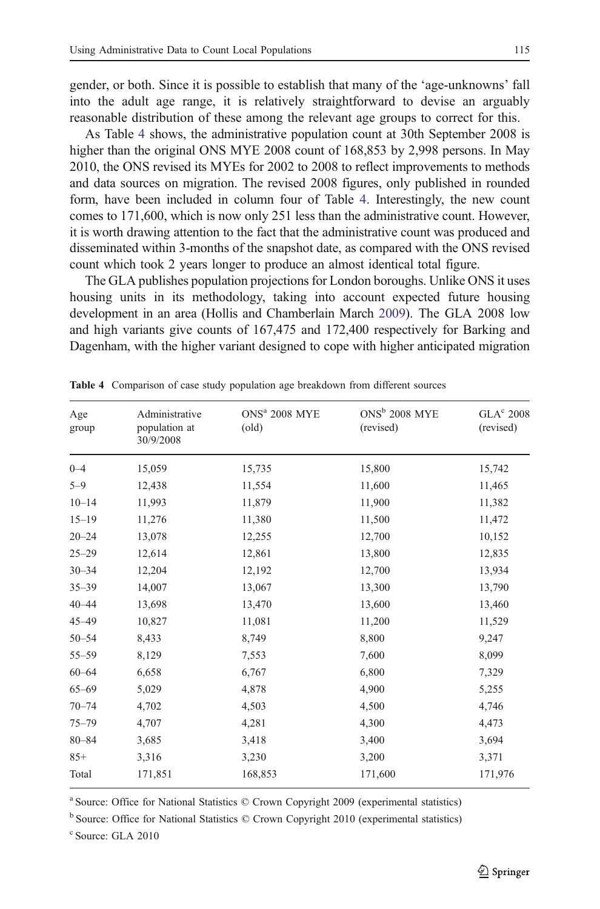gender, or both. Since it is possible to establish that many of the 'age-unknowns' fall into the adult age range, it is relatively straightforward to devise an arguably reasonable distribution of these among the relevant age groups to correct for this.

As Table 4 shows, the administrative population count at 30th September 2008 is higher than the original ONS MYE 2008 count of 168,853 by 2,998 persons. In May 2010, the ONS revised its MYEs for 2002 to 2008 to reflect improvements to methods and data sources on migration. The revised 2008 figures, only published in rounded form, have been included in column four of Table 4. Interestingly, the new count comes to 171,600, which is now only 251 less than the administrative count. However, it is worth drawing attention to the fact that the administrative count was produced and disseminated within 3-months of the snapshot date, as compared with the ONS revised count which took 2 years longer to produce an almost identical total figure.

The GLA publishes population projections for London boroughs. Unlike ONS it uses housing units in its methodology, taking into account expected future housing development in an area (Hollis and Chamberlain March 2009). The GLA 2008 low and high variants give counts of 167,475 and 172,400 respectively for Barking and Dagenham, with the higher variant designed to cope with higher anticipated migration

**Table 4** Comparison of case study population age breakdown from different sources

| Age group | Administrative population at 30/9/2008 | ONS[a] 2008 MYE (old) | ONS[b] 2008 MYE (revised) | GLA[c] 2008 (revised) |
|---|---|---|---|---|
| 0–4 | 15,059 | 15,735 | 15,800 | 15,742 |
| 5–9 | 12,438 | 11,554 | 11,600 | 11,465 |
| 10–14 | 11,993 | 11,879 | 11,900 | 11,382 |
| 15–19 | 11,276 | 11,380 | 11,500 | 11,472 |
| 20–24 | 13,078 | 12,255 | 12,700 | 10,152 |
| 25–29 | 12,614 | 12,861 | 13,800 | 12,835 |
| 30–34 | 12,204 | 12,192 | 12,700 | 13,934 |
| 35–39 | 14,007 | 13,067 | 13,300 | 13,790 |
| 40–44 | 13,698 | 13,470 | 13,600 | 13,460 |
| 45–49 | 10,827 | 11,081 | 11,200 | 11,529 |
| 50–54 | 8,433 | 8,749 | 8,800 | 9,247 |
| 55–59 | 8,129 | 7,553 | 7,600 | 8,099 |
| 60–64 | 6,658 | 6,767 | 6,800 | 7,329 |
| 65–69 | 5,029 | 4,878 | 4,900 | 5,255 |
| 70–74 | 4,702 | 4,503 | 4,500 | 4,746 |
| 75–79 | 4,707 | 4,281 | 4,300 | 4,473 |
| 80–84 | 3,685 | 3,418 | 3,400 | 3,694 |
| 85+ | 3,316 | 3,230 | 3,200 | 3,371 |
| Total | 171,851 | 168,853 | 171,600 | 171,976 |

[a] Source: Office for National Statistics © Crown Copyright 2009 (experimental statistics)

[b] Source: Office for National Statistics © Crown Copyright 2010 (experimental statistics)

[c] Source: GLA 2010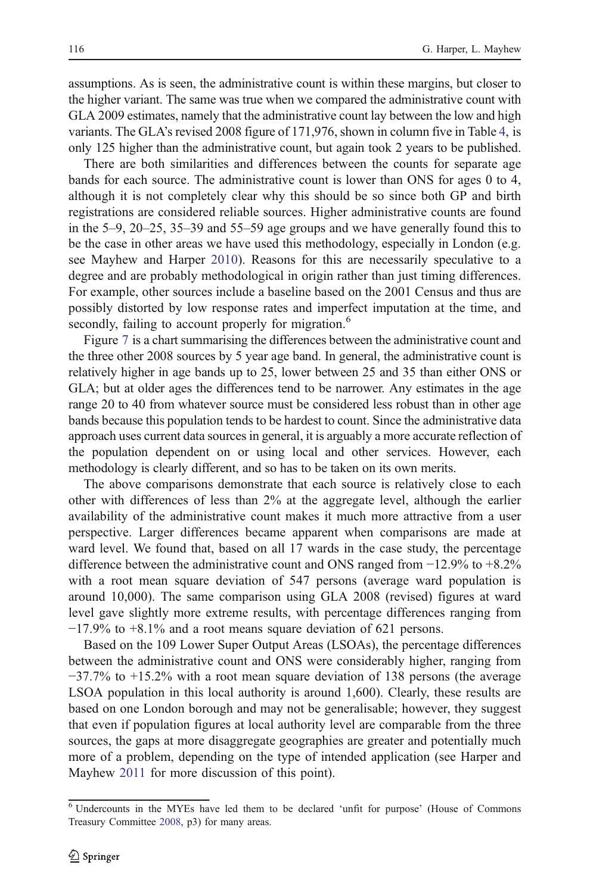assumptions. As is seen, the administrative count is within these margins, but closer to the higher variant. The same was true when we compared the administrative count with GLA 2009 estimates, namely that the administrative count lay between the low and high variants. The GLA's revised 2008 figure of 171,976, shown in column five in Table 4, is only 125 higher than the administrative count, but again took 2 years to be published.

There are both similarities and differences between the counts for separate age bands for each source. The administrative count is lower than ONS for ages 0 to 4, although it is not completely clear why this should be so since both GP and birth registrations are considered reliable sources. Higher administrative counts are found in the 5–9, 20–25, 35–39 and 55–59 age groups and we have generally found this to be the case in other areas we have used this methodology, especially in London (e.g. see Mayhew and Harper 2010). Reasons for this are necessarily speculative to a degree and are probably methodological in origin rather than just timing differences. For example, other sources include a baseline based on the 2001 Census and thus are possibly distorted by low response rates and imperfect imputation at the time, and secondly, failing to account properly for migration.[6]

Figure 7 is a chart summarising the differences between the administrative count and the three other 2008 sources by 5 year age band. In general, the administrative count is relatively higher in age bands up to 25, lower between 25 and 35 than either ONS or GLA; but at older ages the differences tend to be narrower. Any estimates in the age range 20 to 40 from whatever source must be considered less robust than in other age bands because this population tends to be hardest to count. Since the administrative data approach uses current data sources in general, it is arguably a more accurate reflection of the population dependent on or using local and other services. However, each methodology is clearly different, and so has to be taken on its own merits.

The above comparisons demonstrate that each source is relatively close to each other with differences of less than 2% at the aggregate level, although the earlier availability of the administrative count makes it much more attractive from a user perspective. Larger differences became apparent when comparisons are made at ward level. We found that, based on all 17 wards in the case study, the percentage difference between the administrative count and ONS ranged from −12.9% to +8.2% with a root mean square deviation of 547 persons (average ward population is around 10,000). The same comparison using GLA 2008 (revised) figures at ward level gave slightly more extreme results, with percentage differences ranging from −17.9% to +8.1% and a root means square deviation of 621 persons.

Based on the 109 Lower Super Output Areas (LSOAs), the percentage differences between the administrative count and ONS were considerably higher, ranging from −37.7% to +15.2% with a root mean square deviation of 138 persons (the average LSOA population in this local authority is around 1,600). Clearly, these results are based on one London borough and may not be generalisable; however, they suggest that even if population figures at local authority level are comparable from the three sources, the gaps at more disaggregate geographies are greater and potentially much more of a problem, depending on the type of intended application (see Harper and Mayhew 2011 for more discussion of this point).

[6] Undercounts in the MYEs have led them to be declared 'unfit for purpose' (House of Commons Treasury Committee 2008, p3) for many areas.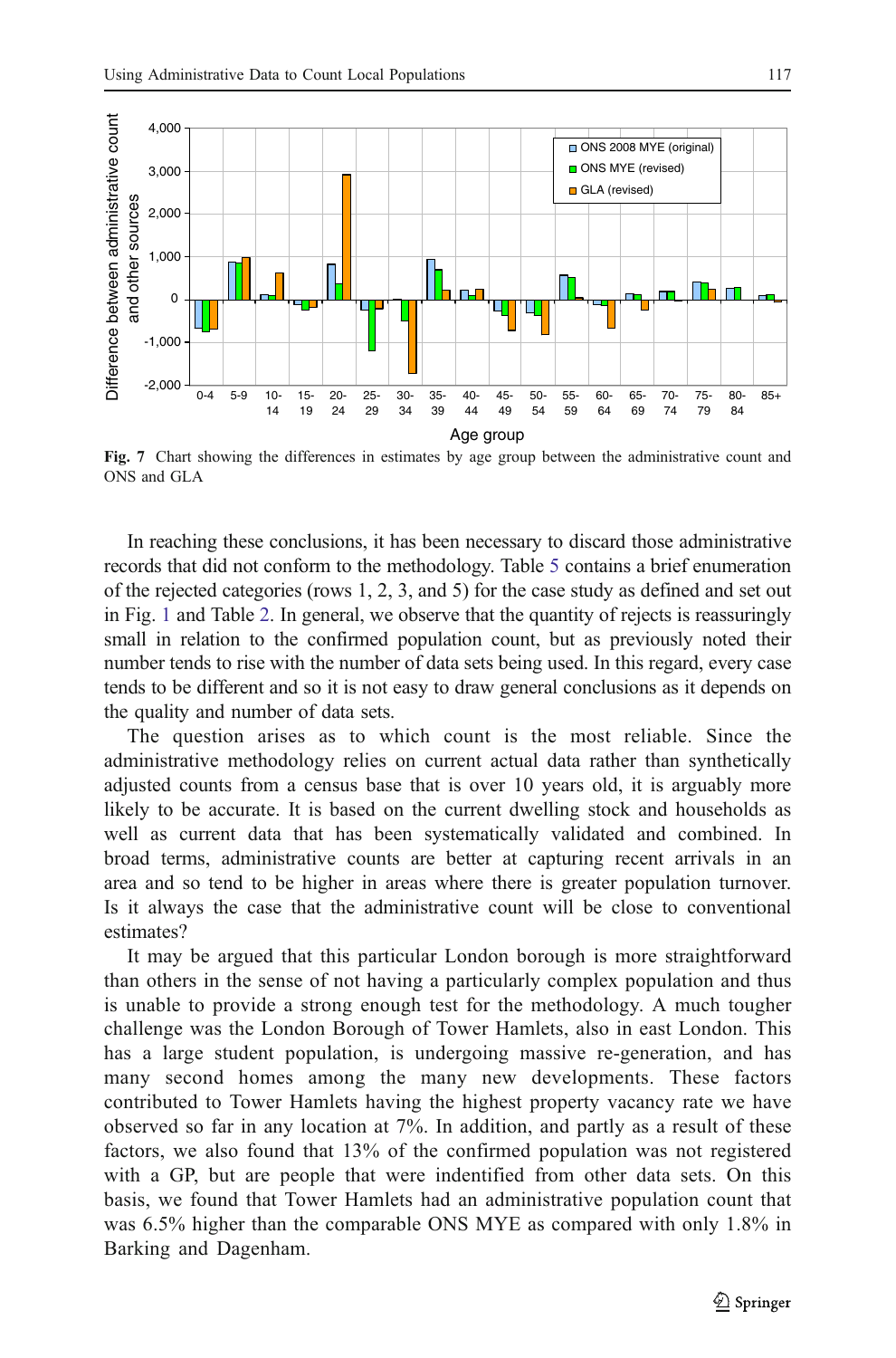**Fig. 7** Chart showing the differences in estimates by age group between the administrative count and ONS and GLA

In reaching these conclusions, it has been necessary to discard those administrative records that did not conform to the methodology. Table 5 contains a brief enumeration of the rejected categories (rows 1, 2, 3, and 5) for the case study as defined and set out in Fig. 1 and Table 2. In general, we observe that the quantity of rejects is reassuringly small in relation to the confirmed population count, but as previously noted their number tends to rise with the number of data sets being used. In this regard, every case tends to be different and so it is not easy to draw general conclusions as it depends on the quality and number of data sets.

The question arises as to which count is the most reliable. Since the administrative methodology relies on current actual data rather than synthetically adjusted counts from a census base that is over 10 years old, it is arguably more likely to be accurate. It is based on the current dwelling stock and households as well as current data that has been systematically validated and combined. In broad terms, administrative counts are better at capturing recent arrivals in an area and so tend to be higher in areas where there is greater population turnover. Is it always the case that the administrative count will be close to conventional estimates?

It may be argued that this particular London borough is more straightforward than others in the sense of not having a particularly complex population and thus is unable to provide a strong enough test for the methodology. A much tougher challenge was the London Borough of Tower Hamlets, also in east London. This has a large student population, is undergoing massive re-generation, and has many second homes among the many new developments. These factors contributed to Tower Hamlets having the highest property vacancy rate we have observed so far in any location at 7%. In addition, and partly as a result of these factors, we also found that 13% of the confirmed population was not registered with a GP, but are people that were indentified from other data sets. On this basis, we found that Tower Hamlets had an administrative population count that was 6.5% higher than the comparable ONS MYE as compared with only 1.8% in Barking and Dagenham.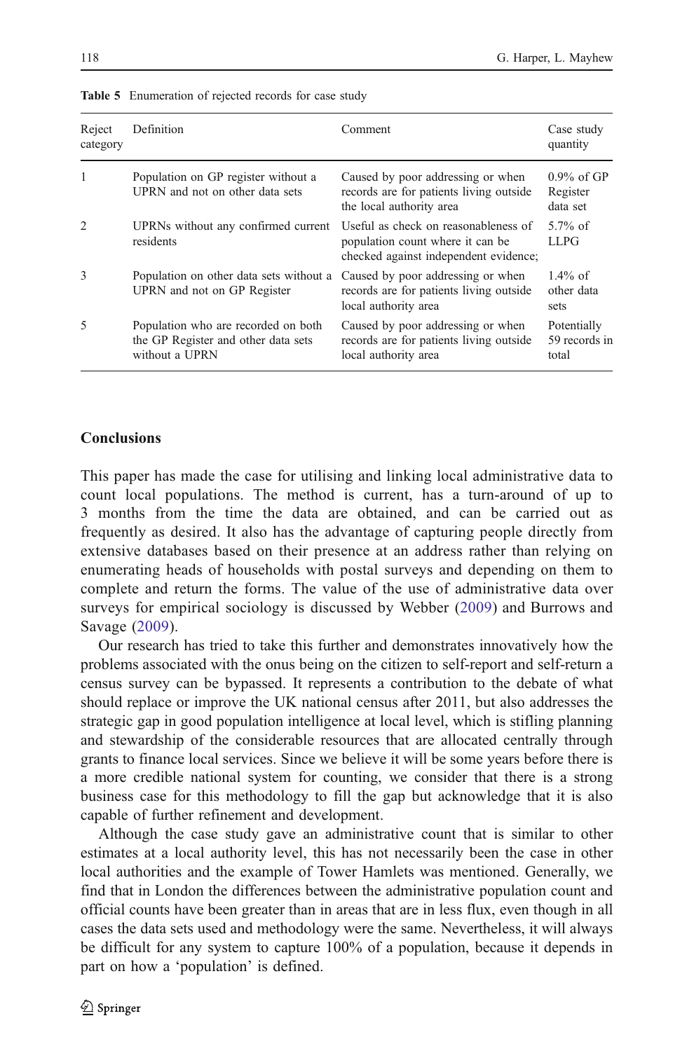**Table 5** Enumeration of rejected records for case study

| Reject category | Definition | Comment | Case study quantity |
|---|---|---|---|
| 1 | Population on GP register without a UPRN and not on other data sets | Caused by poor addressing or when records are for patients living outside the local authority area | 0.9% of GP Register data set |
| 2 | UPRNs without any confirmed current residents | Useful as check on reasonableness of population count where it can be checked against independent evidence; | 5.7% of LLPG |
| 3 | Population on other data sets without a UPRN and not on GP Register | Caused by poor addressing or when records are for patients living outside local authority area | 1.4% of other data sets |
| 5 | Population who are recorded on both the GP Register and other data sets without a UPRN | Caused by poor addressing or when records are for patients living outside local authority area | Potentially 59 records in total |

## Conclusions

This paper has made the case for utilising and linking local administrative data to count local populations. The method is current, has a turn-around of up to 3 months from the time the data are obtained, and can be carried out as frequently as desired. It also has the advantage of capturing people directly from extensive databases based on their presence at an address rather than relying on enumerating heads of households with postal surveys and depending on them to complete and return the forms. The value of the use of administrative data over surveys for empirical sociology is discussed by Webber (2009) and Burrows and Savage (2009).

Our research has tried to take this further and demonstrates innovatively how the problems associated with the onus being on the citizen to self-report and self-return a census survey can be bypassed. It represents a contribution to the debate of what should replace or improve the UK national census after 2011, but also addresses the strategic gap in good population intelligence at local level, which is stifling planning and stewardship of the considerable resources that are allocated centrally through grants to finance local services. Since we believe it will be some years before there is a more credible national system for counting, we consider that there is a strong business case for this methodology to fill the gap but acknowledge that it is also capable of further refinement and development.

Although the case study gave an administrative count that is similar to other estimates at a local authority level, this has not necessarily been the case in other local authorities and the example of Tower Hamlets was mentioned. Generally, we find that in London the differences between the administrative population count and official counts have been greater than in areas that are in less flux, even though in all cases the data sets used and methodology were the same. Nevertheless, it will always be difficult for any system to capture 100% of a population, because it depends in part on how a 'population' is defined.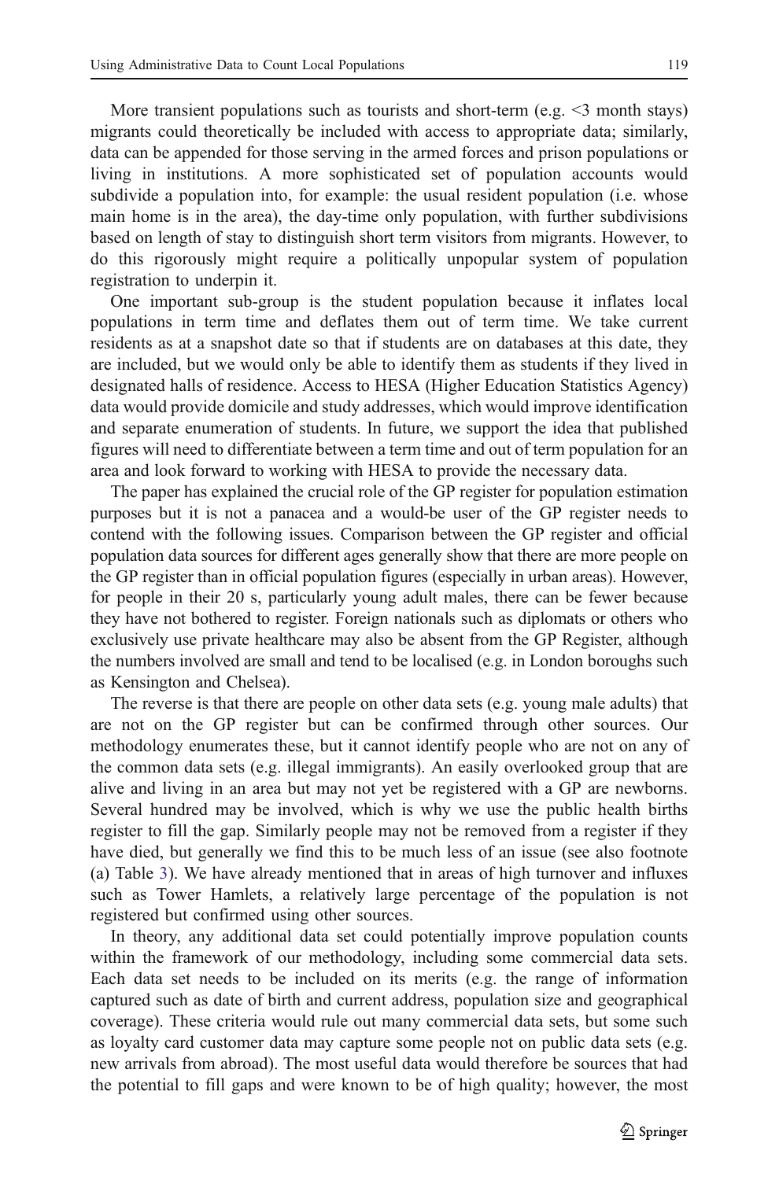More transient populations such as tourists and short-term (e.g. <3 month stays) migrants could theoretically be included with access to appropriate data; similarly, data can be appended for those serving in the armed forces and prison populations or living in institutions. A more sophisticated set of population accounts would subdivide a population into, for example: the usual resident population (i.e. whose main home is in the area), the day-time only population, with further subdivisions based on length of stay to distinguish short term visitors from migrants. However, to do this rigorously might require a politically unpopular system of population registration to underpin it.

One important sub-group is the student population because it inflates local populations in term time and deflates them out of term time. We take current residents as at a snapshot date so that if students are on databases at this date, they are included, but we would only be able to identify them as students if they lived in designated halls of residence. Access to HESA (Higher Education Statistics Agency) data would provide domicile and study addresses, which would improve identification and separate enumeration of students. In future, we support the idea that published figures will need to differentiate between a term time and out of term population for an area and look forward to working with HESA to provide the necessary data.

The paper has explained the crucial role of the GP register for population estimation purposes but it is not a panacea and a would-be user of the GP register needs to contend with the following issues. Comparison between the GP register and official population data sources for different ages generally show that there are more people on the GP register than in official population figures (especially in urban areas). However, for people in their 20 s, particularly young adult males, there can be fewer because they have not bothered to register. Foreign nationals such as diplomats or others who exclusively use private healthcare may also be absent from the GP Register, although the numbers involved are small and tend to be localised (e.g. in London boroughs such as Kensington and Chelsea).

The reverse is that there are people on other data sets (e.g. young male adults) that are not on the GP register but can be confirmed through other sources. Our methodology enumerates these, but it cannot identify people who are not on any of the common data sets (e.g. illegal immigrants). An easily overlooked group that are alive and living in an area but may not yet be registered with a GP are newborns. Several hundred may be involved, which is why we use the public health births register to fill the gap. Similarly people may not be removed from a register if they have died, but generally we find this to be much less of an issue (see also footnote (a) Table 3). We have already mentioned that in areas of high turnover and influxes such as Tower Hamlets, a relatively large percentage of the population is not registered but confirmed using other sources.

In theory, any additional data set could potentially improve population counts within the framework of our methodology, including some commercial data sets. Each data set needs to be included on its merits (e.g. the range of information captured such as date of birth and current address, population size and geographical coverage). These criteria would rule out many commercial data sets, but some such as loyalty card customer data may capture some people not on public data sets (e.g. new arrivals from abroad). The most useful data would therefore be sources that had the potential to fill gaps and were known to be of high quality; however, the most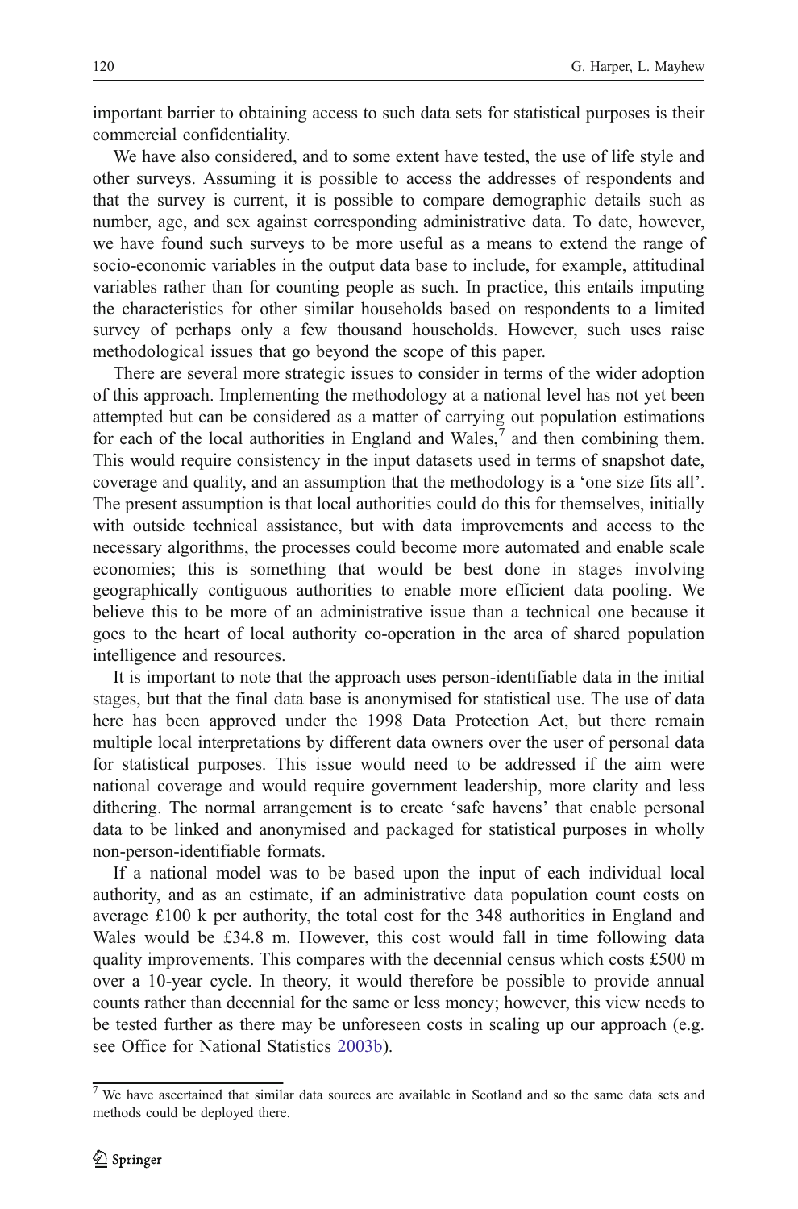important barrier to obtaining access to such data sets for statistical purposes is their commercial confidentiality.

We have also considered, and to some extent have tested, the use of life style and other surveys. Assuming it is possible to access the addresses of respondents and that the survey is current, it is possible to compare demographic details such as number, age, and sex against corresponding administrative data. To date, however, we have found such surveys to be more useful as a means to extend the range of socio-economic variables in the output data base to include, for example, attitudinal variables rather than for counting people as such. In practice, this entails imputing the characteristics for other similar households based on respondents to a limited survey of perhaps only a few thousand households. However, such uses raise methodological issues that go beyond the scope of this paper.

There are several more strategic issues to consider in terms of the wider adoption of this approach. Implementing the methodology at a national level has not yet been attempted but can be considered as a matter of carrying out population estimations for each of the local authorities in England and Wales,[7] and then combining them. This would require consistency in the input datasets used in terms of snapshot date, coverage and quality, and an assumption that the methodology is a 'one size fits all'. The present assumption is that local authorities could do this for themselves, initially with outside technical assistance, but with data improvements and access to the necessary algorithms, the processes could become more automated and enable scale economies; this is something that would be best done in stages involving geographically contiguous authorities to enable more efficient data pooling. We believe this to be more of an administrative issue than a technical one because it goes to the heart of local authority co-operation in the area of shared population intelligence and resources.

It is important to note that the approach uses person-identifiable data in the initial stages, but that the final data base is anonymised for statistical use. The use of data here has been approved under the 1998 Data Protection Act, but there remain multiple local interpretations by different data owners over the user of personal data for statistical purposes. This issue would need to be addressed if the aim were national coverage and would require government leadership, more clarity and less dithering. The normal arrangement is to create 'safe havens' that enable personal data to be linked and anonymised and packaged for statistical purposes in wholly non-person-identifiable formats.

If a national model was to be based upon the input of each individual local authority, and as an estimate, if an administrative data population count costs on average £100 k per authority, the total cost for the 348 authorities in England and Wales would be £34.8 m. However, this cost would fall in time following data quality improvements. This compares with the decennial census which costs £500 m over a 10-year cycle. In theory, it would therefore be possible to provide annual counts rather than decennial for the same or less money; however, this view needs to be tested further as there may be unforeseen costs in scaling up our approach (e.g. see Office for National Statistics 2003b).

[7] We have ascertained that similar data sources are available in Scotland and so the same data sets and methods could be deployed there.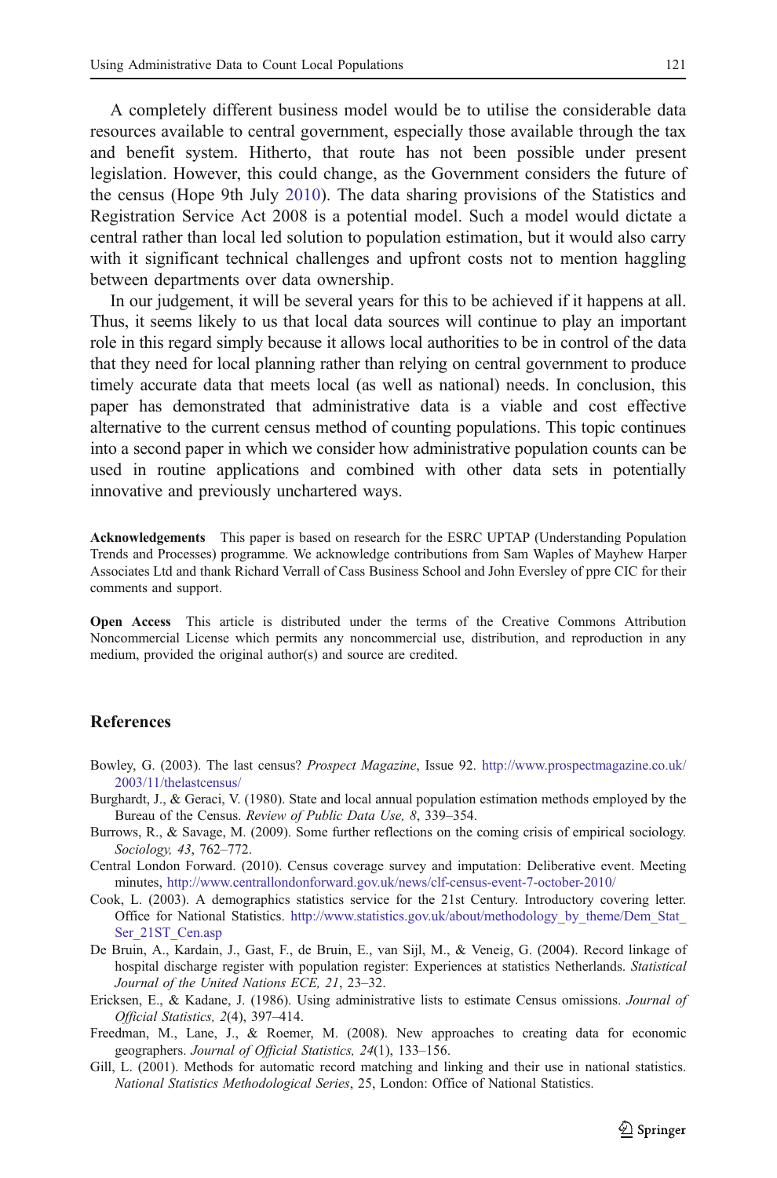A completely different business model would be to utilise the considerable data resources available to central government, especially those available through the tax and benefit system. Hitherto, that route has not been possible under present legislation. However, this could change, as the Government considers the future of the census (Hope 9th July 2010). The data sharing provisions of the Statistics and Registration Service Act 2008 is a potential model. Such a model would dictate a central rather than local led solution to population estimation, but it would also carry with it significant technical challenges and upfront costs not to mention haggling between departments over data ownership.

In our judgement, it will be several years for this to be achieved if it happens at all. Thus, it seems likely to us that local data sources will continue to play an important role in this regard simply because it allows local authorities to be in control of the data that they need for local planning rather than relying on central government to produce timely accurate data that meets local (as well as national) needs. In conclusion, this paper has demonstrated that administrative data is a viable and cost effective alternative to the current census method of counting populations. This topic continues into a second paper in which we consider how administrative population counts can be used in routine applications and combined with other data sets in potentially innovative and previously unchartered ways.

**Acknowledgements** This paper is based on research for the ESRC UPTAP (Understanding Population Trends and Processes) programme. We acknowledge contributions from Sam Waples of Mayhew Harper Associates Ltd and thank Richard Verrall of Cass Business School and John Eversley of ppre CIC for their comments and support.

**Open Access** This article is distributed under the terms of the Creative Commons Attribution Noncommercial License which permits any noncommercial use, distribution, and reproduction in any medium, provided the original author(s) and source are credited.

## References

Bowley, G. (2003). The last census? *Prospect Magazine*, Issue 92. http://www.prospectmagazine.co.uk/2003/11/thelastcensus/

Burghardt, J., & Geraci, V. (1980). State and local annual population estimation methods employed by the Bureau of the Census. *Review of Public Data Use, 8*, 339–354.

Burrows, R., & Savage, M. (2009). Some further reflections on the coming crisis of empirical sociology. *Sociology, 43*, 762–772.

Central London Forward. (2010). Census coverage survey and imputation: Deliberative event. Meeting minutes, http://www.centrallondonforward.gov.uk/news/clf-census-event-7-october-2010/

Cook, L. (2003). A demographics statistics service for the 21st Century. Introductory covering letter. Office for National Statistics. http://www.statistics.gov.uk/about/methodology_by_theme/Dem_Stat_Ser_21ST_Cen.asp

De Bruin, A., Kardain, J., Gast, F., de Bruin, E., van Sijl, M., & Veneig, G. (2004). Record linkage of hospital discharge register with population register: Experiences at statistics Netherlands. *Statistical Journal of the United Nations ECE, 21*, 23–32.

Ericksen, E., & Kadane, J. (1986). Using administrative lists to estimate Census omissions. *Journal of Official Statistics, 2*(4), 397–414.

Freedman, M., Lane, J., & Roemer, M. (2008). New approaches to creating data for economic geographers. *Journal of Official Statistics, 24*(1), 133–156.

Gill, L. (2001). Methods for automatic record matching and linking and their use in national statistics. *National Statistics Methodological Series*, 25, London: Office of National Statistics.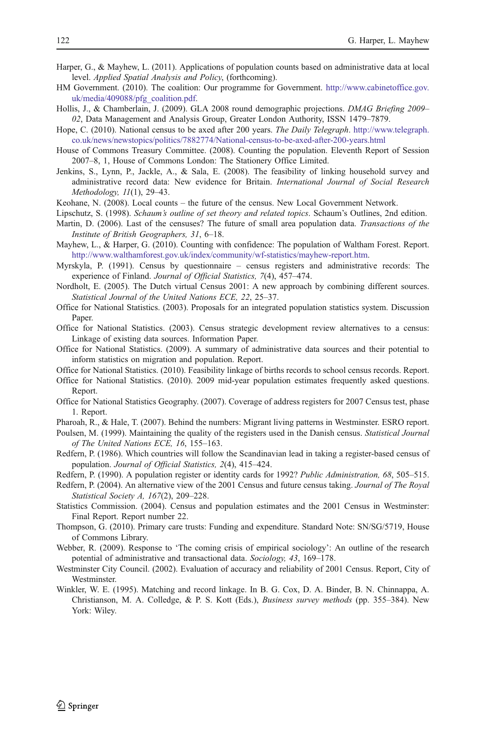Harper, G., & Mayhew, L. (2011). Applications of population counts based on administrative data at local level. *Applied Spatial Analysis and Policy*, (forthcoming).

HM Government. (2010). The coalition: Our programme for Government. http://www.cabinetoffice.gov.uk/media/409088/pfg_coalition.pdf.

Hollis, J., & Chamberlain, J. (2009). GLA 2008 round demographic projections. *DMAG Briefing 2009–02*, Data Management and Analysis Group, Greater London Authority, ISSN 1479–7879.

Hope, C. (2010). National census to be axed after 200 years. *The Daily Telegraph*. http://www.telegraph.co.uk/news/newstopics/politics/7882774/National-census-to-be-axed-after-200-years.html

House of Commons Treasury Committee. (2008). Counting the population. Eleventh Report of Session 2007–8, 1, House of Commons London: The Stationery Office Limited.

Jenkins, S., Lynn, P., Jackle, A., & Sala, E. (2008). The feasibility of linking household survey and administrative record data: New evidence for Britain. *International Journal of Social Research Methodology, 11*(1), 29–43.

Keohane, N. (2008). Local counts – the future of the census. New Local Government Network.

Lipschutz, S. (1998). *Schaum's outline of set theory and related topics*. Schaum's Outlines, 2nd edition.

Martin, D. (2006). Last of the censuses? The future of small area population data. *Transactions of the Institute of British Geographers, 31*, 6–18.

Mayhew, L., & Harper, G. (2010). Counting with confidence: The population of Waltham Forest. Report. http://www.walthamforest.gov.uk/index/community/wf-statistics/mayhew-report.htm.

Myrskyla, P. (1991). Census by questionnaire – census registers and administrative records: The experience of Finland. *Journal of Official Statistics, 7*(4), 457–474.

Nordholt, E. (2005). The Dutch virtual Census 2001: A new approach by combining different sources. *Statistical Journal of the United Nations ECE, 22*, 25–37.

Office for National Statistics. (2003). Proposals for an integrated population statistics system. Discussion Paper.

Office for National Statistics. (2003). Census strategic development review alternatives to a census: Linkage of existing data sources. Information Paper.

Office for National Statistics. (2009). A summary of administrative data sources and their potential to inform statistics on migration and population. Report.

Office for National Statistics. (2010). Feasibility linkage of births records to school census records. Report.

Office for National Statistics. (2010). 2009 mid-year population estimates frequently asked questions. Report.

Office for National Statistics Geography. (2007). Coverage of address registers for 2007 Census test, phase 1. Report.

Pharoah, R., & Hale, T. (2007). Behind the numbers: Migrant living patterns in Westminster. ESRO report.

Poulsen, M. (1999). Maintaining the quality of the registers used in the Danish census. *Statistical Journal of The United Nations ECE, 16*, 155–163.

Redfern, P. (1986). Which countries will follow the Scandinavian lead in taking a register-based census of population. *Journal of Official Statistics, 2*(4), 415–424.

Redfern, P. (1990). A population register or identity cards for 1992? *Public Administration, 68*, 505–515.

Redfern, P. (2004). An alternative view of the 2001 Census and future census taking. *Journal of The Royal Statistical Society A, 167*(2), 209–228.

Statistics Commission. (2004). Census and population estimates and the 2001 Census in Westminster: Final Report. Report number 22.

Thompson, G. (2010). Primary care trusts: Funding and expenditure. Standard Note: SN/SG/5719, House of Commons Library.

Webber, R. (2009). Response to 'The coming crisis of empirical sociology': An outline of the research potential of administrative and transactional data. *Sociology, 43*, 169–178.

Westminster City Council. (2002). Evaluation of accuracy and reliability of 2001 Census. Report, City of Westminster.

Winkler, W. E. (1995). Matching and record linkage. In B. G. Cox, D. A. Binder, B. N. Chinnappa, A. Christianson, M. A. Colledge, & P. S. Kott (Eds.), *Business survey methods* (pp. 355–384). New York: Wiley.